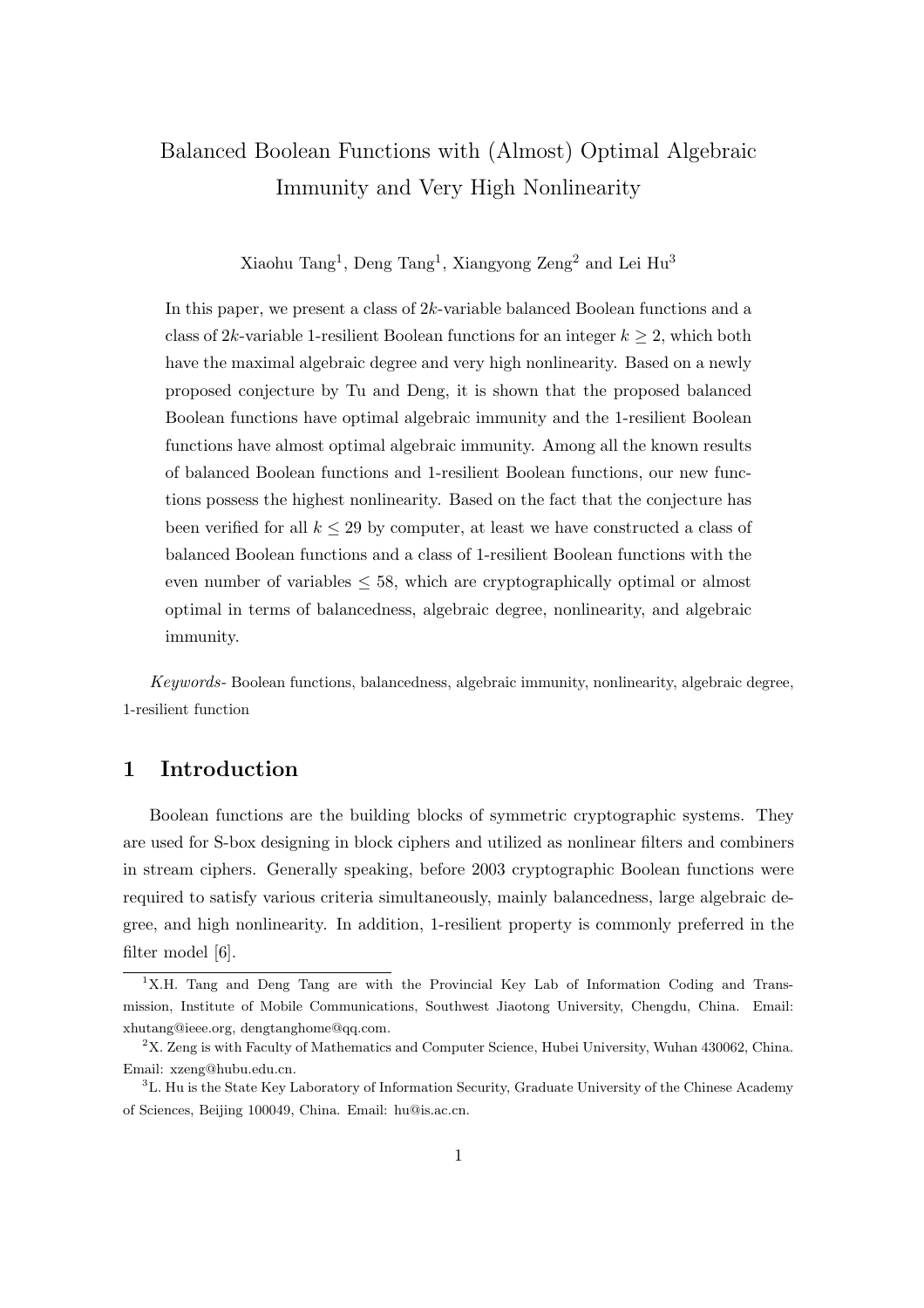# Balanced Boolean Functions with (Almost) Optimal Algebraic Immunity and Very High Nonlinearity

Xiaohu Tang[1], Deng Tang[1], Xiangyong Zeng[2] and Lei Hu[3]

In this paper, we present a class of $2k$-variable balanced Boolean functions and a class of $2k$-variable 1-resilient Boolean functions for an integer $k \geq 2$, which both have the maximal algebraic degree and very high nonlinearity. Based on a newly proposed conjecture by Tu and Deng, it is shown that the proposed balanced Boolean functions have optimal algebraic immunity and the 1-resilient Boolean functions have almost optimal algebraic immunity. Among all the known results of balanced Boolean functions and 1-resilient Boolean functions, our new functions possess the highest nonlinearity. Based on the fact that the conjecture has been verified for all $k \leq 29$ by computer, at least we have constructed a class of balanced Boolean functions and a class of 1-resilient Boolean functions with the even number of variables $\leq 58$, which are cryptographically optimal or almost optimal in terms of balancedness, algebraic degree, nonlinearity, and algebraic immunity.

*Keywords-* Boolean functions, balancedness, algebraic immunity, nonlinearity, algebraic degree, 1-resilient function

## 1 Introduction

Boolean functions are the building blocks of symmetric cryptographic systems. They are used for S-box designing in block ciphers and utilized as nonlinear filters and combiners in stream ciphers. Generally speaking, before 2003 cryptographic Boolean functions were required to satisfy various criteria simultaneously, mainly balancedness, large algebraic degree, and high nonlinearity. In addition, 1-resilient property is commonly preferred in the filter model [6].

---

[1] X.H. Tang and Deng Tang are with the Provincial Key Lab of Information Coding and Transmission, Institute of Mobile Communications, Southwest Jiaotong University, Chengdu, China. Email: xhutang@ieee.org, dengtanghome@qq.com.

[2] X. Zeng is with Faculty of Mathematics and Computer Science, Hubei University, Wuhan 430062, China. Email: xzeng@hubu.edu.cn.

[3] L. Hu is the State Key Laboratory of Information Security, Graduate University of the Chinese Academy of Sciences, Beijing 100049, China. Email: hu@is.ac.cn.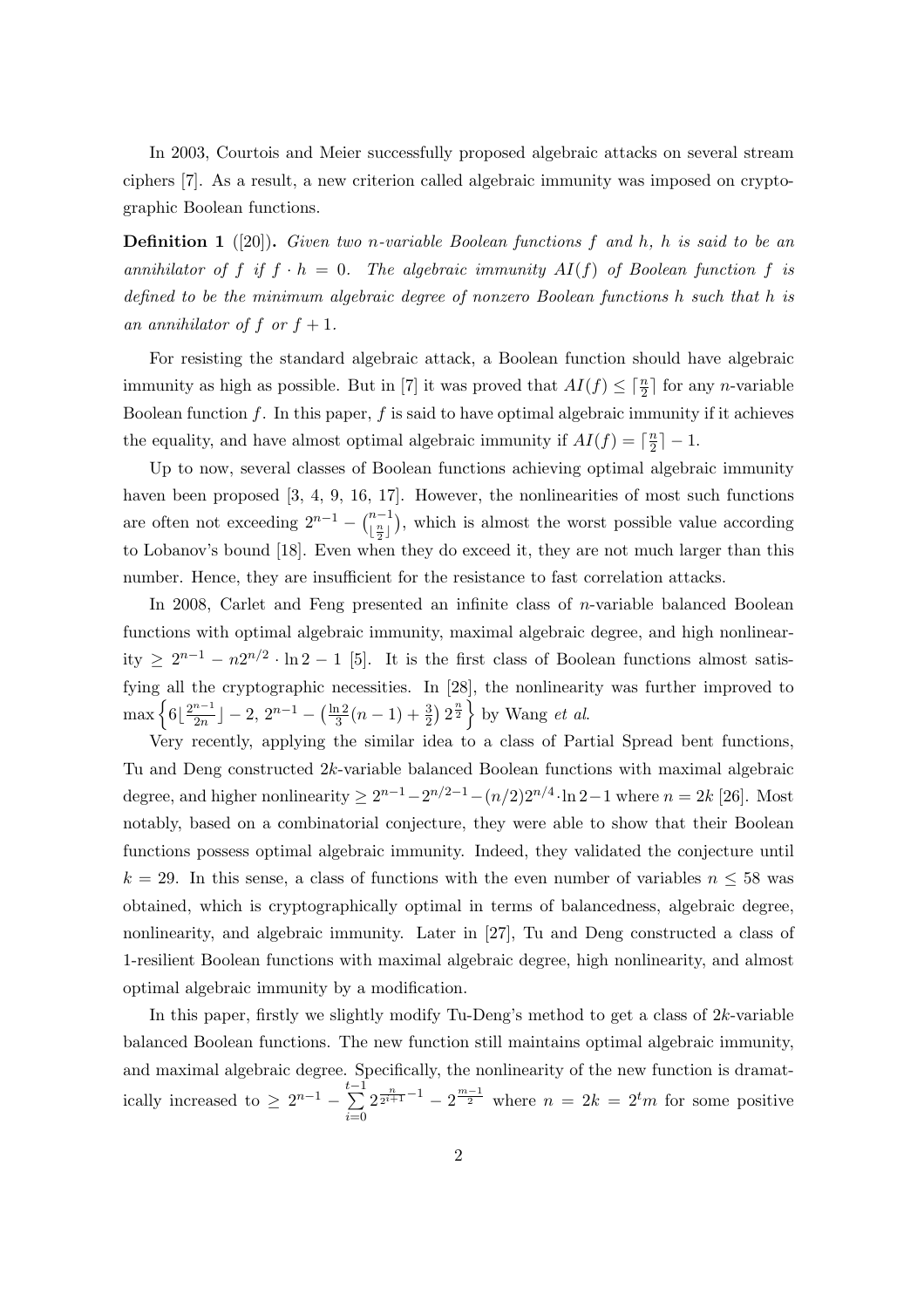In 2003, Courtois and Meier successfully proposed algebraic attacks on several stream ciphers [7]. As a result, a new criterion called algebraic immunity was imposed on cryptographic Boolean functions.

**Definition 1** ([20])**.** *Given two $n$-variable Boolean functions $f$ and $h$, $h$ is said to be an annihilator of $f$ if $f \cdot h = 0$. The algebraic immunity $AI(f)$ of Boolean function $f$ is defined to be the minimum algebraic degree of nonzero Boolean functions $h$ such that $h$ is an annihilator of $f$ or $f + 1$.*

For resisting the standard algebraic attack, a Boolean function should have algebraic immunity as high as possible. But in [7] it was proved that $AI(f) \leq \lceil \frac{n}{2} \rceil$ for any $n$-variable Boolean function $f$. In this paper, $f$ is said to have optimal algebraic immunity if it achieves the equality, and have almost optimal algebraic immunity if $AI(f) = \lceil \frac{n}{2} \rceil - 1$.

Up to now, several classes of Boolean functions achieving optimal algebraic immunity haven been proposed [3, 4, 9, 16, 17]. However, the nonlinearities of most such functions are often not exceeding $2^{n-1} - \binom{n-1}{\lfloor \frac{n}{2} \rfloor}$, which is almost the worst possible value according to Lobanov's bound [18]. Even when they do exceed it, they are not much larger than this number. Hence, they are insufficient for the resistance to fast correlation attacks.

In 2008, Carlet and Feng presented an infinite class of $n$-variable balanced Boolean functions with optimal algebraic immunity, maximal algebraic degree, and high nonlinearity $\geq 2^{n-1} - n2^{n/2} \cdot \ln 2 - 1$ [5]. It is the first class of Boolean functions almost satisfying all the cryptographic necessities. In [28], the nonlinearity was further improved to $\max\left\{6\lfloor \frac{2^{n-1}}{2n} \rfloor - 2,\, 2^{n-1} - \left(\frac{\ln 2}{3}(n-1) + \frac{3}{2}\right) 2^{\frac{n}{2}}\right\}$ by Wang *et al.*

Very recently, applying the similar idea to a class of Partial Spread bent functions, Tu and Deng constructed $2k$-variable balanced Boolean functions with maximal algebraic degree, and higher nonlinearity $\geq 2^{n-1} - 2^{n/2-1} - (n/2)2^{n/4} \cdot \ln 2 - 1$ where $n = 2k$ [26]. Most notably, based on a combinatorial conjecture, they were able to show that their Boolean functions possess optimal algebraic immunity. Indeed, they validated the conjecture until $k = 29$. In this sense, a class of functions with the even number of variables $n \leq 58$ was obtained, which is cryptographically optimal in terms of balancedness, algebraic degree, nonlinearity, and algebraic immunity. Later in [27], Tu and Deng constructed a class of 1-resilient Boolean functions with maximal algebraic degree, high nonlinearity, and almost optimal algebraic immunity by a modification.

In this paper, firstly we slightly modify Tu-Deng's method to get a class of $2k$-variable balanced Boolean functions. The new function still maintains optimal algebraic immunity, and maximal algebraic degree. Specifically, the nonlinearity of the new function is dramatically increased to $\geq 2^{n-1} - \sum_{i=0}^{t-1} 2^{\frac{n}{2^{i+1}}-1} - 2^{\frac{m-1}{2}}$ where $n = 2k = 2^t m$ for some positive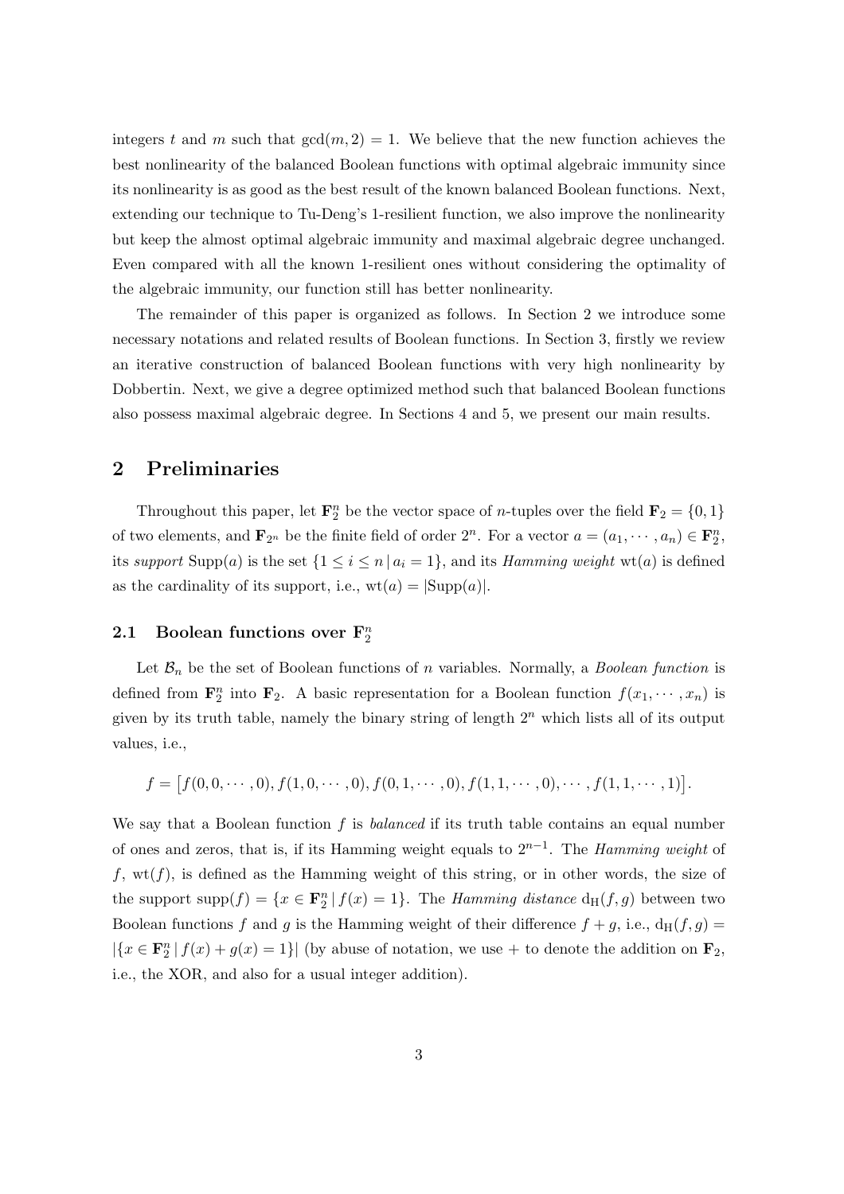integers $t$ and $m$ such that $\gcd(m, 2) = 1$. We believe that the new function achieves the best nonlinearity of the balanced Boolean functions with optimal algebraic immunity since its nonlinearity is as good as the best result of the known balanced Boolean functions. Next, extending our technique to Tu-Deng's 1-resilient function, we also improve the nonlinearity but keep the almost optimal algebraic immunity and maximal algebraic degree unchanged. Even compared with all the known 1-resilient ones without considering the optimality of the algebraic immunity, our function still has better nonlinearity.

The remainder of this paper is organized as follows. In Section 2 we introduce some necessary notations and related results of Boolean functions. In Section 3, firstly we review an iterative construction of balanced Boolean functions with very high nonlinearity by Dobbertin. Next, we give a degree optimized method such that balanced Boolean functions also possess maximal algebraic degree. In Sections 4 and 5, we present our main results.

## 2 Preliminaries

Throughout this paper, let $\mathbf{F}_2^n$ be the vector space of $n$-tuples over the field $\mathbf{F}_2 = \{0, 1\}$ of two elements, and $\mathbf{F}_{2^n}$ be the finite field of order $2^n$. For a vector $a = (a_1, \cdots, a_n) \in \mathbf{F}_2^n$, its *support* $\mathrm{Supp}(a)$ is the set $\{1 \le i \le n \,|\, a_i = 1\}$, and its *Hamming weight* $\mathrm{wt}(a)$ is defined as the cardinality of its support, i.e., $\mathrm{wt}(a) = |\mathrm{Supp}(a)|$.

### 2.1 Boolean functions over $\mathbf{F}_2^n$

Let $\mathcal{B}_n$ be the set of Boolean functions of $n$ variables. Normally, a *Boolean function* is defined from $\mathbf{F}_2^n$ into $\mathbf{F}_2$. A basic representation for a Boolean function $f(x_1, \cdots, x_n)$ is given by its truth table, namely the binary string of length $2^n$ which lists all of its output values, i.e.,

$$f = \big[f(0, 0, \cdots, 0), f(1, 0, \cdots, 0), f(0, 1, \cdots, 0), f(1, 1, \cdots, 0), \cdots, f(1, 1, \cdots, 1)\big].$$

We say that a Boolean function $f$ is *balanced* if its truth table contains an equal number of ones and zeros, that is, if its Hamming weight equals to $2^{n-1}$. The *Hamming weight* of $f$, $\mathrm{wt}(f)$, is defined as the Hamming weight of this string, or in other words, the size of the support $\mathrm{supp}(f) = \{x \in \mathbf{F}_2^n \,|\, f(x) = 1\}$. The *Hamming distance* $\mathrm{d_H}(f, g)$ between two Boolean functions $f$ and $g$ is the Hamming weight of their difference $f + g$, i.e., $\mathrm{d_H}(f, g) = |\{x \in \mathbf{F}_2^n \,|\, f(x) + g(x) = 1\}|$ (by abuse of notation, we use $+$ to denote the addition on $\mathbf{F}_2$, i.e., the XOR, and also for a usual integer addition).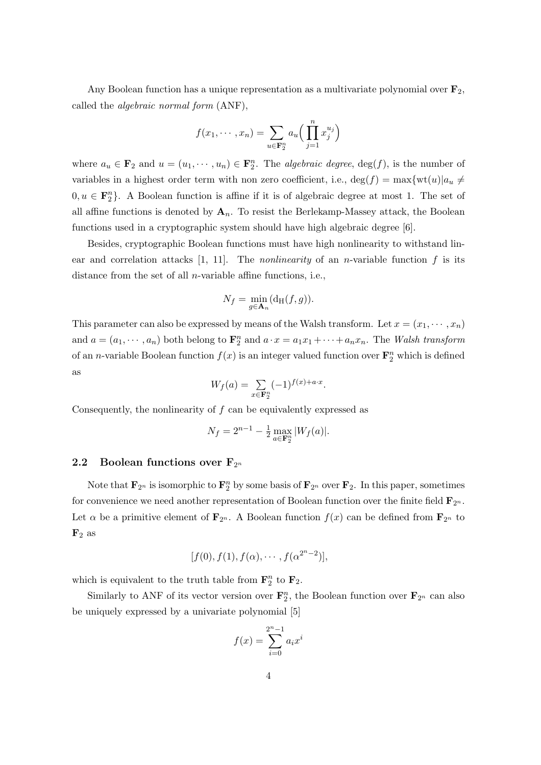Any Boolean function has a unique representation as a multivariate polynomial over $\mathbf{F}_2$, called the *algebraic normal form* (ANF),

$$f(x_1, \cdots, x_n) = \sum_{u \in \mathbf{F}_2^n} a_u \Big( \prod_{j=1}^{n} x_j^{u_j} \Big)$$

where $a_u \in \mathbf{F}_2$ and $u = (u_1, \cdots, u_n) \in \mathbf{F}_2^n$. The *algebraic degree*, $\deg(f)$, is the number of variables in a highest order term with non zero coefficient, i.e., $\deg(f) = \max\{\mathrm{wt}(u) | a_u \neq 0, u \in \mathbf{F}_2^n\}$. A Boolean function is affine if it is of algebraic degree at most 1. The set of all affine functions is denoted by $\mathbf{A}_n$. To resist the Berlekamp-Massey attack, the Boolean functions used in a cryptographic system should have high algebraic degree [6].

Besides, cryptographic Boolean functions must have high nonlinearity to withstand linear and correlation attacks [1, 11]. The *nonlinearity* of an $n$-variable function $f$ is its distance from the set of all $n$-variable affine functions, i.e.,

$$N_f = \min_{g \in \mathbf{A}_n} (\mathrm{d_H}(f, g)).$$

This parameter can also be expressed by means of the Walsh transform. Let $x = (x_1, \cdots, x_n)$ and $a = (a_1, \cdots, a_n)$ both belong to $\mathbf{F}_2^n$ and $a \cdot x = a_1 x_1 + \cdots + a_n x_n$. The *Walsh transform* of an $n$-variable Boolean function $f(x)$ is an integer valued function over $\mathbf{F}_2^n$ which is defined as

$$W_f(a) = \sum_{x \in \mathbf{F}_2^n} (-1)^{f(x) + a \cdot x}.$$

Consequently, the nonlinearity of $f$ can be equivalently expressed as

$$N_f = 2^{n-1} - \tfrac{1}{2} \max_{a \in \mathbf{F}_2^n} |W_f(a)|.$$

## 2.2 Boolean functions over $\mathbf{F}_{2^n}$

Note that $\mathbf{F}_{2^n}$ is isomorphic to $\mathbf{F}_2^n$ by some basis of $\mathbf{F}_{2^n}$ over $\mathbf{F}_2$. In this paper, sometimes for convenience we need another representation of Boolean function over the finite field $\mathbf{F}_{2^n}$. Let $\alpha$ be a primitive element of $\mathbf{F}_{2^n}$. A Boolean function $f(x)$ can be defined from $\mathbf{F}_{2^n}$ to $\mathbf{F}_2$ as

$$[f(0), f(1), f(\alpha), \cdots, f(\alpha^{2^n - 2})],$$

which is equivalent to the truth table from $\mathbf{F}_2^n$ to $\mathbf{F}_2$.

Similarly to ANF of its vector version over $\mathbf{F}_2^n$, the Boolean function over $\mathbf{F}_{2^n}$ can also be uniquely expressed by a univariate polynomial [5]

$$f(x) = \sum_{i=0}^{2^n - 1} a_i x^i$$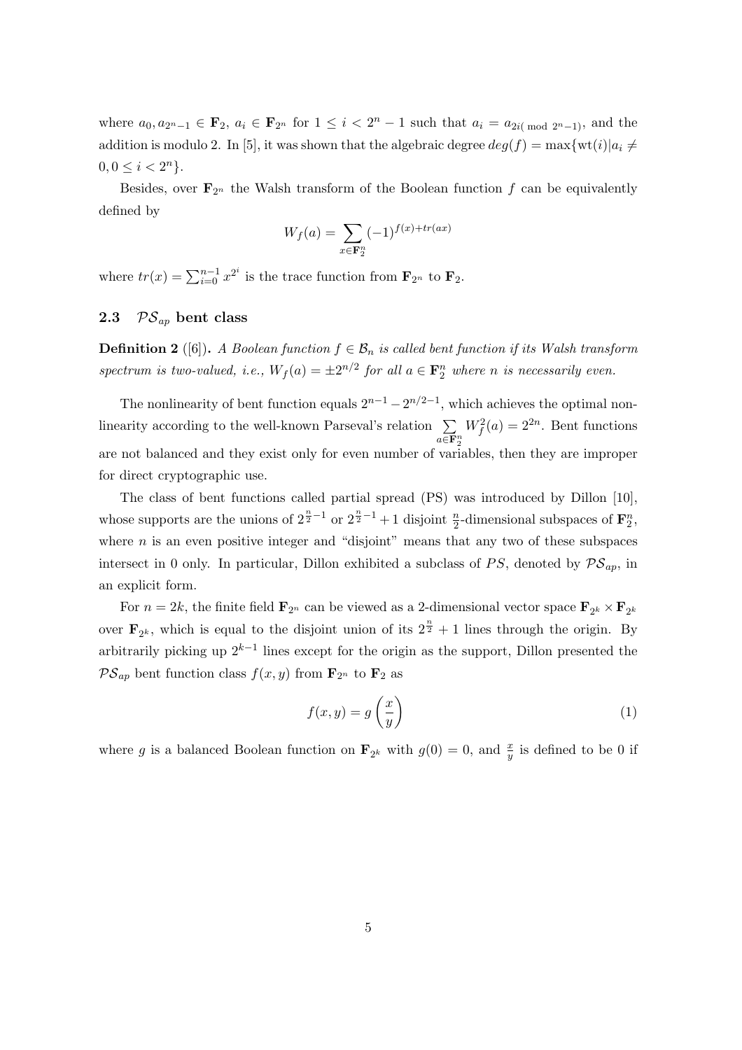where $a_0, a_{2^n-1} \in \mathbf{F}_2$, $a_i \in \mathbf{F}_{2^n}$ for $1 \leq i < 2^n - 1$ such that $a_i = a_{2i (\bmod 2^n - 1)}$, and the addition is modulo 2. In [5], it was shown that the algebraic degree $deg(f) = \max\{\text{wt}(i) | a_i \neq 0, 0 \leq i < 2^n\}$.

Besides, over $\mathbf{F}_{2^n}$ the Walsh transform of the Boolean function $f$ can be equivalently defined by

$$W_f(a) = \sum_{x \in \mathbf{F}_2^n} (-1)^{f(x) + tr(ax)}$$

where $tr(x) = \sum_{i=0}^{n-1} x^{2^i}$ is the trace function from $\mathbf{F}_{2^n}$ to $\mathbf{F}_2$.

### 2.3 $\mathcal{PS}_{ap}$ bent class

**Definition 2** ([6]). *A Boolean function $f \in \mathcal{B}_n$ is called bent function if its Walsh transform spectrum is two-valued, i.e., $W_f(a) = \pm 2^{n/2}$ for all $a \in \mathbf{F}_2^n$ where $n$ is necessarily even.*

The nonlinearity of bent function equals $2^{n-1} - 2^{n/2-1}$, which achieves the optimal nonlinearity according to the well-known Parseval's relation $\sum_{a \in \mathbf{F}_2^n} W_f^2(a) = 2^{2n}$. Bent functions are not balanced and they exist only for even number of variables, then they are improper for direct cryptographic use.

The class of bent functions called partial spread (PS) was introduced by Dillon [10], whose supports are the unions of $2^{\frac{n}{2}-1}$ or $2^{\frac{n}{2}-1} + 1$ disjoint $\frac{n}{2}$-dimensional subspaces of $\mathbf{F}_2^n$, where $n$ is an even positive integer and "disjoint" means that any two of these subspaces intersect in 0 only. In particular, Dillon exhibited a subclass of $PS$, denoted by $\mathcal{PS}_{ap}$, in an explicit form.

For $n = 2k$, the finite field $\mathbf{F}_{2^n}$ can be viewed as a 2-dimensional vector space $\mathbf{F}_{2^k} \times \mathbf{F}_{2^k}$ over $\mathbf{F}_{2^k}$, which is equal to the disjoint union of its $2^{\frac{n}{2}} + 1$ lines through the origin. By arbitrarily picking up $2^{k-1}$ lines except for the origin as the support, Dillon presented the $\mathcal{PS}_{ap}$ bent function class $f(x, y)$ from $\mathbf{F}_{2^n}$ to $\mathbf{F}_2$ as

$$f(x, y) = g\left(\frac{x}{y}\right) \tag{1}$$

where $g$ is a balanced Boolean function on $\mathbf{F}_{2^k}$ with $g(0) = 0$, and $\frac{x}{y}$ is defined to be 0 if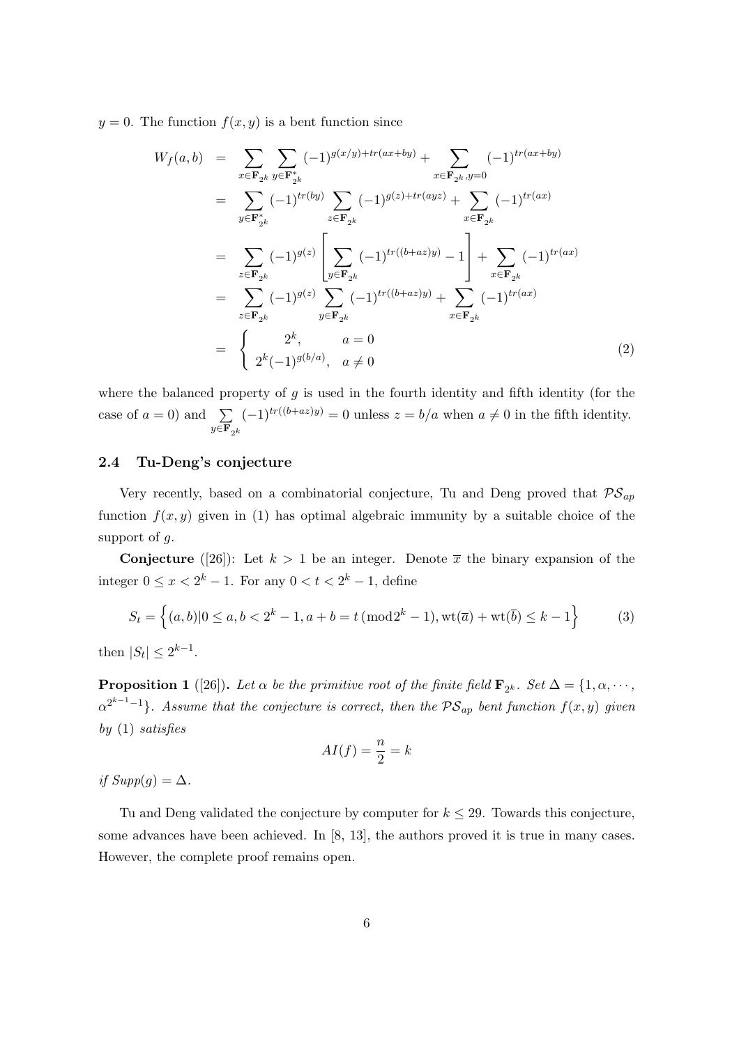$y = 0$. The function $f(x, y)$ is a bent function since

$$
\begin{aligned}
W_f(a,b) &= \sum_{x\in\mathbf{F}_{2^k}} \sum_{y\in\mathbf{F}_{2^k}^*} (-1)^{g(x/y)+tr(ax+by)} + \sum_{x\in\mathbf{F}_{2^k}, y=0} (-1)^{tr(ax+by)} \\
&= \sum_{y\in\mathbf{F}_{2^k}^*} (-1)^{tr(by)} \sum_{z\in\mathbf{F}_{2^k}} (-1)^{g(z)+tr(ayz)} + \sum_{x\in\mathbf{F}_{2^k}} (-1)^{tr(ax)} \\
&= \sum_{z\in\mathbf{F}_{2^k}} (-1)^{g(z)} \left[ \sum_{y\in\mathbf{F}_{2^k}} (-1)^{tr((b+az)y)} - 1 \right] + \sum_{x\in\mathbf{F}_{2^k}} (-1)^{tr(ax)} \\
&= \sum_{z\in\mathbf{F}_{2^k}} (-1)^{g(z)} \sum_{y\in\mathbf{F}_{2^k}} (-1)^{tr((b+az)y)} + \sum_{x\in\mathbf{F}_{2^k}} (-1)^{tr(ax)} \\
&= \begin{cases} 2^k, & a = 0 \\ 2^k(-1)^{g(b/a)}, & a \neq 0 \end{cases} \qquad (2)
\end{aligned}
$$

where the balanced property of $g$ is used in the fourth identity and fifth identity (for the case of $a = 0$) and $\sum_{y\in\mathbf{F}_{2^k}} (-1)^{tr((b+az)y)} = 0$ unless $z = b/a$ when $a \neq 0$ in the fifth identity.

### 2.4 Tu-Deng's conjecture

Very recently, based on a combinatorial conjecture, Tu and Deng proved that $\mathcal{PS}_{ap}$ function $f(x, y)$ given in (1) has optimal algebraic immunity by a suitable choice of the support of $g$.

**Conjecture** ([26]): Let $k > 1$ be an integer. Denote $\overline{x}$ the binary expansion of the integer $0 \leq x < 2^k - 1$. For any $0 < t < 2^k - 1$, define

$$
S_t = \left\{ (a,b) | 0 \leq a, b < 2^k - 1, a + b = t \,(\mathrm{mod} 2^k - 1), \mathrm{wt}(\overline{a}) + \mathrm{wt}(\overline{b}) \leq k - 1 \right\} \qquad (3)
$$

then $|S_t| \leq 2^{k-1}$.

**Proposition 1** ([26]). *Let $\alpha$ be the primitive root of the finite field $\mathbf{F}_{2^k}$. Set $\Delta = \{1, \alpha, \cdots, \alpha^{2^{k-1}-1}\}$. Assume that the conjecture is correct, then the $\mathcal{PS}_{ap}$ bent function $f(x, y)$ given by* (1) *satisfies*

$$
AI(f) = \frac{n}{2} = k
$$

*if $Supp(g) = \Delta$.*

Tu and Deng validated the conjecture by computer for $k \leq 29$. Towards this conjecture, some advances have been achieved. In [8, 13], the authors proved it is true in many cases. However, the complete proof remains open.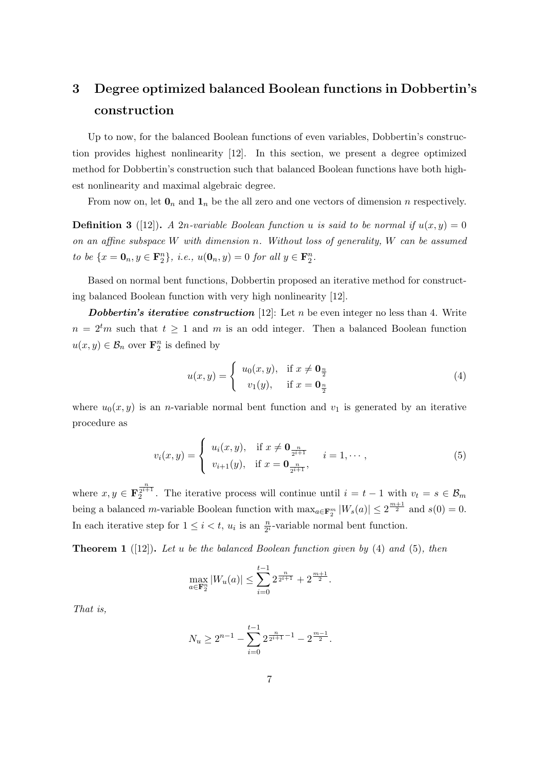## 3 Degree optimized balanced Boolean functions in Dobbertin's construction

Up to now, for the balanced Boolean functions of even variables, Dobbertin's construction provides highest nonlinearity [12]. In this section, we present a degree optimized method for Dobbertin's construction such that balanced Boolean functions have both highest nonlinearity and maximal algebraic degree.

From now on, let $\mathbf{0}_n$ and $\mathbf{1}_n$ be the all zero and one vectors of dimension $n$ respectively.

**Definition 3** ([12]). *A $2n$-variable Boolean function $u$ is said to be normal if $u(x, y) = 0$ on an affine subspace $W$ with dimension $n$. Without loss of generality, $W$ can be assumed to be $\{x = \mathbf{0}_n, y \in \mathbf{F}_2^n\}$, i.e., $u(\mathbf{0}_n, y) = 0$ for all $y \in \mathbf{F}_2^n$.*

Based on normal bent functions, Dobbertin proposed an iterative method for constructing balanced Boolean function with very high nonlinearity [12].

***Dobbertin's iterative construction*** [12]: Let $n$ be even integer no less than 4. Write $n = 2^t m$ such that $t \geq 1$ and $m$ is an odd integer. Then a balanced Boolean function $u(x, y) \in \mathcal{B}_n$ over $\mathbf{F}_2^n$ is defined by

$$u(x,y) = \begin{cases} u_0(x,y), & \text{if } x \neq \mathbf{0}_{\frac{n}{2}} \\ v_1(y), & \text{if } x = \mathbf{0}_{\frac{n}{2}} \end{cases} \tag{4}$$

where $u_0(x, y)$ is an $n$-variable normal bent function and $v_1$ is generated by an iterative procedure as

$$v_i(x,y) = \begin{cases} u_i(x,y), & \text{if } x \neq \mathbf{0}_{\frac{n}{2^{i+1}}} \\ v_{i+1}(y), & \text{if } x = \mathbf{0}_{\frac{n}{2^{i+1}}}, \end{cases} \quad i = 1, \cdots, \tag{5}$$

where $x, y \in \mathbf{F}_2^{\frac{n}{2^{i+1}}}$. The iterative process will continue until $i = t - 1$ with $v_t = s \in \mathcal{B}_m$ being a balanced $m$-variable Boolean function with $\max_{a \in \mathbf{F}_2^m} |W_s(a)| \leq 2^{\frac{m+1}{2}}$ and $s(0) = 0$. In each iterative step for $1 \leq i < t$, $u_i$ is an $\frac{n}{2^i}$-variable normal bent function.

**Theorem 1** ([12]). *Let $u$ be the balanced Boolean function given by (4) and (5), then*

$$\max_{a \in \mathbf{F}_2^n} |W_u(a)| \leq \sum_{i=0}^{t-1} 2^{\frac{n}{2^{i+1}}} + 2^{\frac{m+1}{2}}.$$

*That is,*

$$N_u \geq 2^{n-1} - \sum_{i=0}^{t-1} 2^{\frac{n}{2^{i+1}}-1} - 2^{\frac{m-1}{2}}.$$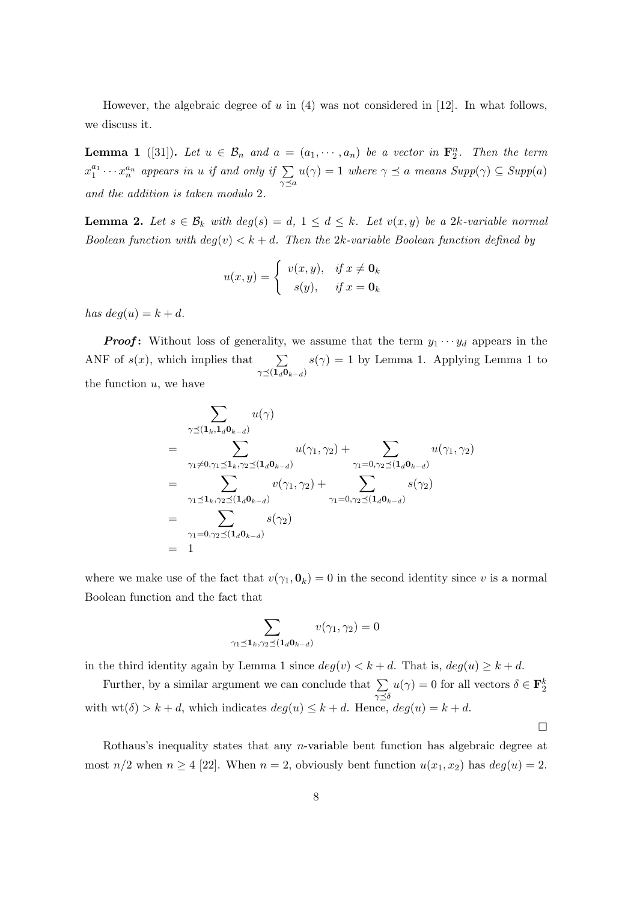However, the algebraic degree of $u$ in (4) was not considered in [12]. In what follows, we discuss it.

**Lemma 1** ([31])**.** *Let $u \in \mathcal{B}_n$ and $a = (a_1, \cdots, a_n)$ be a vector in $\mathbf{F}_2^n$. Then the term $x_1^{a_1} \cdots x_n^{a_n}$ appears in $u$ if and only if $\sum_{\gamma \preceq a} u(\gamma) = 1$ where $\gamma \preceq a$ means $Supp(\gamma) \subseteq Supp(a)$ and the addition is taken modulo 2.*

**Lemma 2.** *Let $s \in \mathcal{B}_k$ with $deg(s) = d$, $1 \leq d \leq k$. Let $v(x, y)$ be a $2k$-variable normal Boolean function with $deg(v) < k + d$. Then the $2k$-variable Boolean function defined by*

$$u(x, y) = \begin{cases} v(x, y), & \text{if } x \neq \mathbf{0}_k \\ s(y), & \text{if } x = \mathbf{0}_k \end{cases}$$

*has $deg(u) = k + d$.*

***Proof*:** Without loss of generality, we assume that the term $y_1 \cdots y_d$ appears in the ANF of $s(x)$, which implies that $\sum_{\gamma \preceq (\mathbf{1}_d \mathbf{0}_{k-d})} s(\gamma) = 1$ by Lemma 1. Applying Lemma 1 to the function $u$, we have

$$\begin{aligned}
& \sum_{\gamma \preceq (\mathbf{1}_k, \mathbf{1}_d \mathbf{0}_{k-d})} u(\gamma) \\
= & \sum_{\gamma_1 \neq 0, \gamma_1 \preceq \mathbf{1}_k, \gamma_2 \preceq (\mathbf{1}_d \mathbf{0}_{k-d})} u(\gamma_1, \gamma_2) + \sum_{\gamma_1 = 0, \gamma_2 \preceq (\mathbf{1}_d \mathbf{0}_{k-d})} u(\gamma_1, \gamma_2) \\
= & \sum_{\gamma_1 \preceq \mathbf{1}_k, \gamma_2 \preceq (\mathbf{1}_d \mathbf{0}_{k-d})} v(\gamma_1, \gamma_2) + \sum_{\gamma_1 = 0, \gamma_2 \preceq (\mathbf{1}_d \mathbf{0}_{k-d})} s(\gamma_2) \\
= & \sum_{\gamma_1 = 0, \gamma_2 \preceq (\mathbf{1}_d \mathbf{0}_{k-d})} s(\gamma_2) \\
= & \ 1
\end{aligned}$$

where we make use of the fact that $v(\gamma_1, \mathbf{0}_k) = 0$ in the second identity since $v$ is a normal Boolean function and the fact that

$$\sum_{\gamma_1 \preceq \mathbf{1}_k, \gamma_2 \preceq (\mathbf{1}_d \mathbf{0}_{k-d})} v(\gamma_1, \gamma_2) = 0$$

in the third identity again by Lemma 1 since $deg(v) < k + d$. That is, $deg(u) \geq k + d$.

Further, by a similar argument we can conclude that $\sum_{\gamma \preceq \delta} u(\gamma) = 0$ for all vectors $\delta \in \mathbf{F}_2^k$ with $\mathrm{wt}(\delta) > k + d$, which indicates $deg(u) \leq k + d$. Hence, $deg(u) = k + d$.

□

Rothaus's inequality states that any $n$-variable bent function has algebraic degree at most $n/2$ when $n \geq 4$ [22]. When $n = 2$, obviously bent function $u(x_1, x_2)$ has $deg(u) = 2$.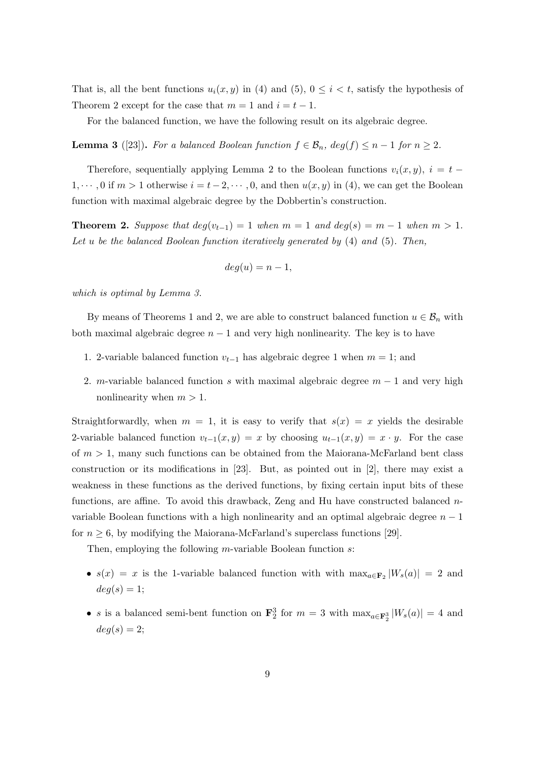That is, all the bent functions $u_i(x, y)$ in (4) and (5), $0 \leq i < t$, satisfy the hypothesis of Theorem 2 except for the case that $m = 1$ and $i = t - 1$.

For the balanced function, we have the following result on its algebraic degree.

**Lemma 3** ([23])**.** *For a balanced Boolean function $f \in \mathcal{B}_n$, $deg(f) \leq n - 1$ for $n \geq 2$.*

Therefore, sequentially applying Lemma 2 to the Boolean functions $v_i(x, y)$, $i = t - 1, \cdots, 0$ if $m > 1$ otherwise $i = t - 2, \cdots, 0$, and then $u(x, y)$ in (4), we can get the Boolean function with maximal algebraic degree by the Dobbertin's construction.

**Theorem 2.** *Suppose that $deg(v_{t-1}) = 1$ when $m = 1$ and $deg(s) = m - 1$ when $m > 1$. Let $u$ be the balanced Boolean function iteratively generated by* (4) *and* (5)*. Then,*

$$deg(u) = n - 1,$$

*which is optimal by Lemma 3.*

By means of Theorems 1 and 2, we are able to construct balanced function $u \in \mathcal{B}_n$ with both maximal algebraic degree $n - 1$ and very high nonlinearity. The key is to have

1. 2-variable balanced function $v_{t-1}$ has algebraic degree 1 when $m = 1$; and
2. $m$-variable balanced function $s$ with maximal algebraic degree $m - 1$ and very high nonlinearity when $m > 1$.

Straightforwardly, when $m = 1$, it is easy to verify that $s(x) = x$ yields the desirable 2-variable balanced function $v_{t-1}(x, y) = x$ by choosing $u_{t-1}(x, y) = x \cdot y$. For the case of $m > 1$, many such functions can be obtained from the Maiorana-McFarland bent class construction or its modifications in [23]. But, as pointed out in [2], there may exist a weakness in these functions as the derived functions, by fixing certain input bits of these functions, are affine. To avoid this drawback, Zeng and Hu have constructed balanced $n$-variable Boolean functions with a high nonlinearity and an optimal algebraic degree $n - 1$ for $n \geq 6$, by modifying the Maiorana-McFarland's superclass functions [29].

Then, employing the following $m$-variable Boolean function $s$:

- $s(x) = x$ is the 1-variable balanced function with with $\max_{a \in \mathbf{F}_2} |W_s(a)| = 2$ and $deg(s) = 1$;
- $s$ is a balanced semi-bent function on $\mathbf{F}_2^3$ for $m = 3$ with $\max_{a \in \mathbf{F}_2^3} |W_s(a)| = 4$ and $deg(s) = 2$;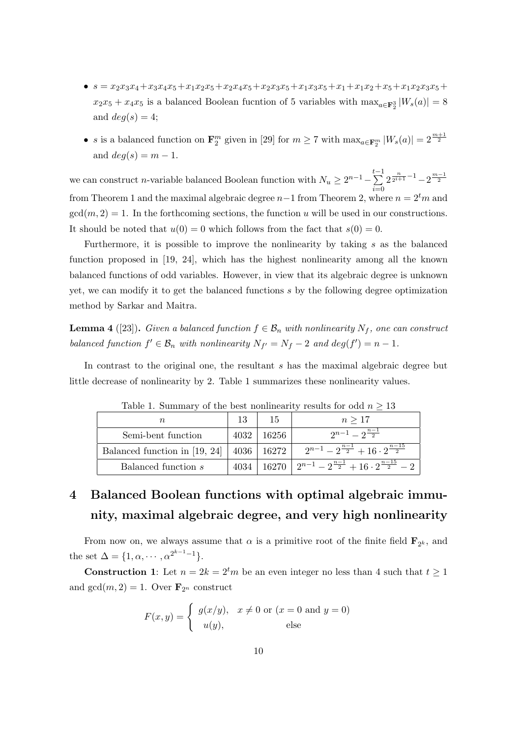- $s = x_2x_3x_4 + x_3x_4x_5 + x_1x_2x_5 + x_2x_4x_5 + x_2x_3x_5 + x_1x_3x_5 + x_1 + x_1x_2 + x_5 + x_1x_2x_3x_5 + x_2x_5 + x_4x_5$ is a balanced Boolean fucntion of 5 variables with $\max_{a\in\mathbf{F}_2^5}|W_s(a)| = 8$ and $deg(s) = 4$;
- $s$ is a balanced function on $\mathbf{F}_2^m$ given in [29] for $m \geq 7$ with $\max_{a\in\mathbf{F}_2^m}|W_s(a)| = 2^{\frac{m+1}{2}}$ and $deg(s) = m-1$.

we can construct $n$-variable balanced Boolean function with $N_u \geq 2^{n-1} - \sum_{i=0}^{t-1} 2^{\frac{n}{2^{i+1}}-1} - 2^{\frac{m-1}{2}}$ from Theorem 1 and the maximal algebraic degree $n-1$ from Theorem 2, where $n = 2^t m$ and $\gcd(m, 2) = 1$. In the forthcoming sections, the function $u$ will be used in our constructions. It should be noted that $u(0) = 0$ which follows from the fact that $s(0) = 0$.

Furthermore, it is possible to improve the nonlinearity by taking $s$ as the balanced function proposed in [19, 24], which has the highest nonlinearity among all the known balanced functions of odd variables. However, in view that its algebraic degree is unknown yet, we can modify it to get the balanced functions $s$ by the following degree optimization method by Sarkar and Maitra.

**Lemma 4** ([23]). *Given a balanced function $f \in \mathcal{B}_n$ with nonlinearity $N_f$, one can construct balanced function $f' \in \mathcal{B}_n$ with nonlinearity $N_{f'} = N_f - 2$ and $deg(f') = n - 1$.*

In contrast to the original one, the resultant $s$ has the maximal algebraic degree but little decrease of nonlinearity by 2. Table 1 summarizes these nonlinearity values.

Table 1. Summary of the best nonlinearity results for odd $n \geq 13$

| $n$ | 13 | 15 | $n \geq 17$ |
|---|---|---|---|
| Semi-bent function | 4032 | 16256 | $2^{n-1} - 2^{\frac{n-1}{2}}$ |
| Balanced function in [19, 24] | 4036 | 16272 | $2^{n-1} - 2^{\frac{n-1}{2}} + 16 \cdot 2^{\frac{n-15}{2}}$ |
| Balanced function $s$ | 4034 | 16270 | $2^{n-1} - 2^{\frac{n-1}{2}} + 16 \cdot 2^{\frac{n-15}{2}} - 2$ |

# 4 Balanced Boolean functions with optimal algebraic immunity, maximal algebraic degree, and very high nonlinearity

From now on, we always assume that $\alpha$ is a primitive root of the finite field $\mathbf{F}_{2^k}$, and the set $\Delta = \{1, \alpha, \cdots, \alpha^{2^{k-1}-1}\}$.

**Construction 1**: Let $n = 2k = 2^t m$ be an even integer no less than 4 such that $t \geq 1$ and $\gcd(m, 2) = 1$. Over $\mathbf{F}_{2^n}$ construct

$$F(x,y) = \begin{cases} g(x/y), & x \neq 0 \text{ or } (x = 0 \text{ and } y = 0) \\ u(y), & \text{else} \end{cases}$$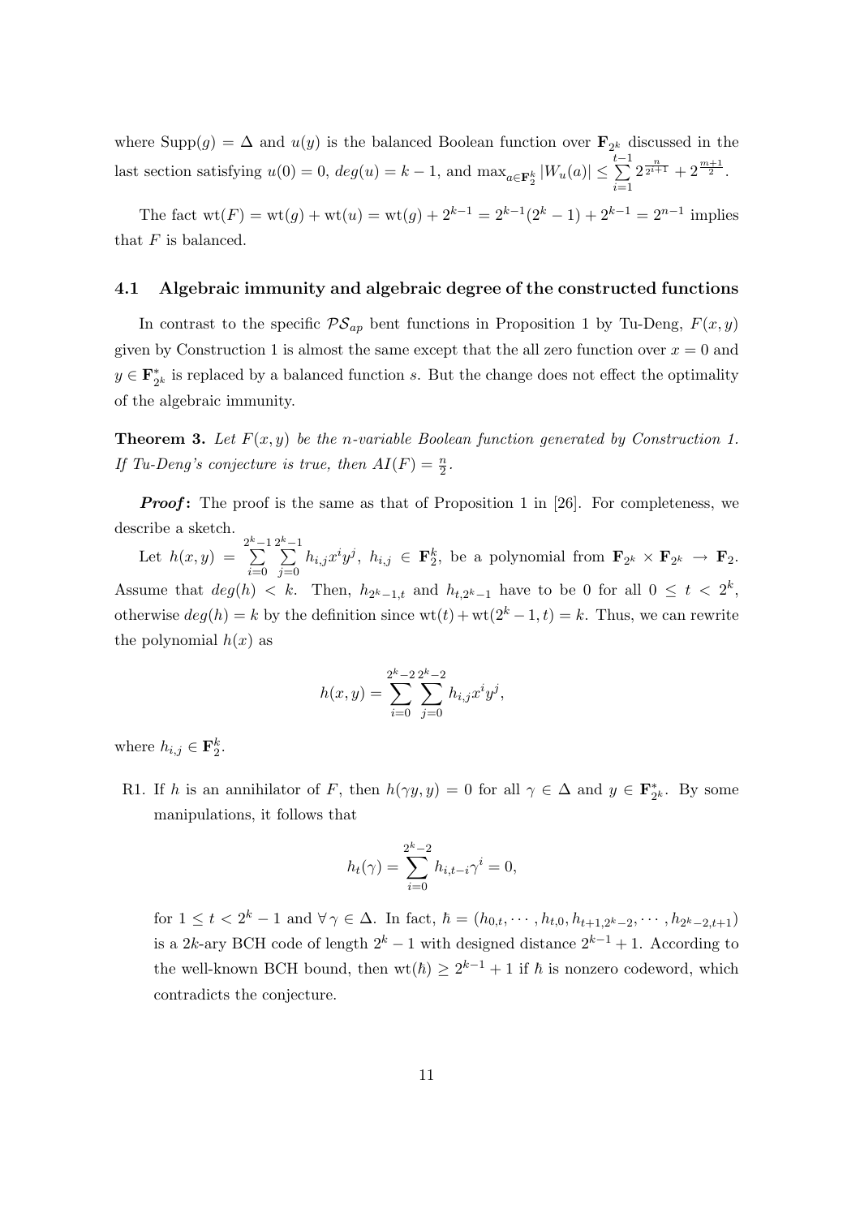where $\text{Supp}(g) = \Delta$ and $u(y)$ is the balanced Boolean function over $\mathbf{F}_{2^k}$ discussed in the last section satisfying $u(0) = 0$, $deg(u) = k - 1$, and $\max_{a \in \mathbf{F}_2^k} |W_u(a)| \le \sum_{i=1}^{t-1} 2^{\frac{n}{2^{i+1}}} + 2^{\frac{m+1}{2}}$.

The fact $\text{wt}(F) = \text{wt}(g) + \text{wt}(u) = \text{wt}(g) + 2^{k-1} = 2^{k-1}(2^k - 1) + 2^{k-1} = 2^{n-1}$ implies that $F$ is balanced.

### 4.1 Algebraic immunity and algebraic degree of the constructed functions

In contrast to the specific $\mathcal{PS}_{ap}$ bent functions in Proposition 1 by Tu-Deng, $F(x, y)$ given by Construction 1 is almost the same except that the all zero function over $x = 0$ and $y \in \mathbf{F}_{2^k}^*$ is replaced by a balanced function $s$. But the change does not effect the optimality of the algebraic immunity.

**Theorem 3.** *Let $F(x, y)$ be the $n$-variable Boolean function generated by Construction 1. If Tu-Deng's conjecture is true, then $AI(F) = \frac{n}{2}$.*

***Proof*:** The proof is the same as that of Proposition 1 in [26]. For completeness, we describe a sketch.

Let $h(x, y) = \sum_{i=0}^{2^k-1} \sum_{j=0}^{2^k-1} h_{i,j} x^i y^j$, $h_{i,j} \in \mathbf{F}_2^k$, be a polynomial from $\mathbf{F}_{2^k} \times \mathbf{F}_{2^k} \to \mathbf{F}_2$. Assume that $deg(h) < k$. Then, $h_{2^k-1,t}$ and $h_{t,2^k-1}$ have to be 0 for all $0 \le t < 2^k$, otherwise $deg(h) = k$ by the definition since $\text{wt}(t) + \text{wt}(2^k - 1, t) = k$. Thus, we can rewrite the polynomial $h(x)$ as

$$h(x, y) = \sum_{i=0}^{2^k-2} \sum_{j=0}^{2^k-2} h_{i,j} x^i y^j,$$

where $h_{i,j} \in \mathbf{F}_2^k$.

R1. If $h$ is an annihilator of $F$, then $h(\gamma y, y) = 0$ for all $\gamma \in \Delta$ and $y \in \mathbf{F}_{2^k}^*$. By some manipulations, it follows that

$$h_t(\gamma) = \sum_{i=0}^{2^k-2} h_{i,t-i} \gamma^i = 0,$$

for $1 \le t < 2^k - 1$ and $\forall \gamma \in \Delta$. In fact, $\hbar = (h_{0,t}, \cdots, h_{t,0}, h_{t+1,2^k-2}, \cdots, h_{2^k-2,t+1})$ is a $2k$-ary BCH code of length $2^k - 1$ with designed distance $2^{k-1} + 1$. According to the well-known BCH bound, then $\text{wt}(\hbar) \ge 2^{k-1} + 1$ if $\hbar$ is nonzero codeword, which contradicts the conjecture.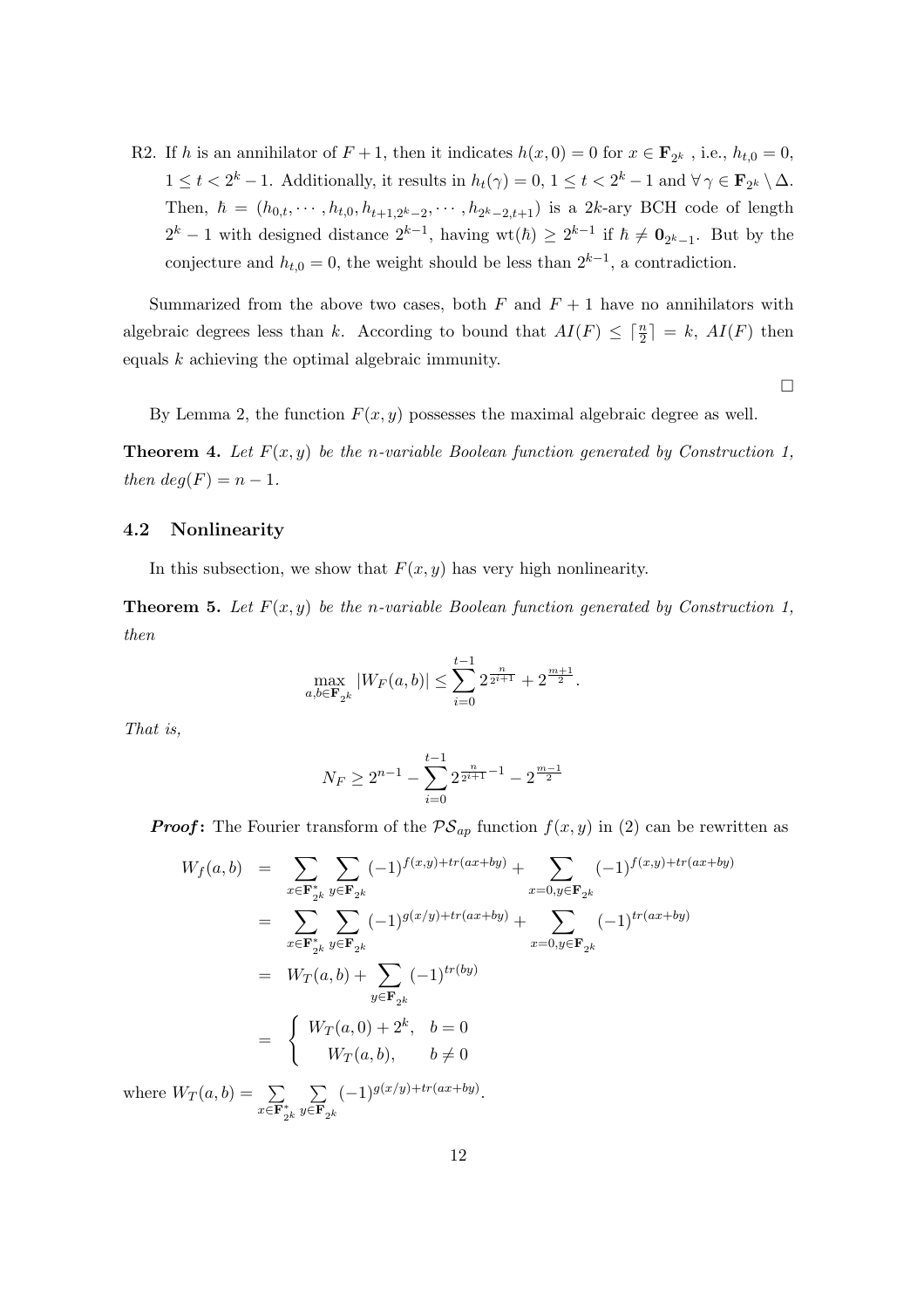R2. If $h$ is an annihilator of $F+1$, then it indicates $h(x,0)=0$ for $x \in \mathbf{F}_{2^k}$ , i.e., $h_{t,0}=0$, $1 \leq t < 2^k-1$. Additionally, it results in $h_t(\gamma)=0$, $1 \leq t < 2^k-1$ and $\forall\, \gamma \in \mathbf{F}_{2^k} \setminus \Delta$. Then, $\hbar = (h_{0,t}, \cdots, h_{t,0}, h_{t+1,2^k-2}, \cdots, h_{2^k-2,t+1})$ is a $2k$-ary BCH code of length $2^k-1$ with designed distance $2^{k-1}$, having $\mathrm{wt}(\hbar) \geq 2^{k-1}$ if $\hbar \neq \mathbf{0}_{2^k-1}$. But by the conjecture and $h_{t,0}=0$, the weight should be less than $2^{k-1}$, a contradiction.

Summarized from the above two cases, both $F$ and $F+1$ have no annihilators with algebraic degrees less than $k$. According to bound that $AI(F) \leq \lceil \frac{n}{2} \rceil = k$, $AI(F)$ then equals $k$ achieving the optimal algebraic immunity.

□

By Lemma 2, the function $F(x,y)$ possesses the maximal algebraic degree as well.

**Theorem 4.** *Let $F(x,y)$ be the $n$-variable Boolean function generated by Construction 1, then $deg(F)=n-1$.*

### 4.2 Nonlinearity

In this subsection, we show that $F(x,y)$ has very high nonlinearity.

**Theorem 5.** *Let $F(x,y)$ be the $n$-variable Boolean function generated by Construction 1, then*

$$\max_{a,b \in \mathbf{F}_{2^k}} |W_F(a,b)| \leq \sum_{i=0}^{t-1} 2^{\frac{n}{2^{i+1}}} + 2^{\frac{m+1}{2}}.$$

*That is,*

$$N_F \geq 2^{n-1} - \sum_{i=0}^{t-1} 2^{\frac{n}{2^{i+1}}-1} - 2^{\frac{m-1}{2}}$$

***Proof*:** The Fourier transform of the $\mathcal{PS}_{ap}$ function $f(x,y)$ in (2) can be rewritten as

$$\begin{aligned}
W_f(a,b) &= \sum_{x \in \mathbf{F}_{2^k}^*} \sum_{y \in \mathbf{F}_{2^k}} (-1)^{f(x,y)+tr(ax+by)} + \sum_{x=0, y \in \mathbf{F}_{2^k}} (-1)^{f(x,y)+tr(ax+by)} \\
&= \sum_{x \in \mathbf{F}_{2^k}^*} \sum_{y \in \mathbf{F}_{2^k}} (-1)^{g(x/y)+tr(ax+by)} + \sum_{x=0, y \in \mathbf{F}_{2^k}} (-1)^{tr(ax+by)} \\
&= W_T(a,b) + \sum_{y \in \mathbf{F}_{2^k}} (-1)^{tr(by)} \\
&= \begin{cases} W_T(a,0)+2^k, & b=0 \\ W_T(a,b), & b \neq 0 \end{cases}
\end{aligned}$$

where $W_T(a,b) = \sum_{x \in \mathbf{F}_{2^k}^*} \sum_{y \in \mathbf{F}_{2^k}} (-1)^{g(x/y)+tr(ax+by)}$.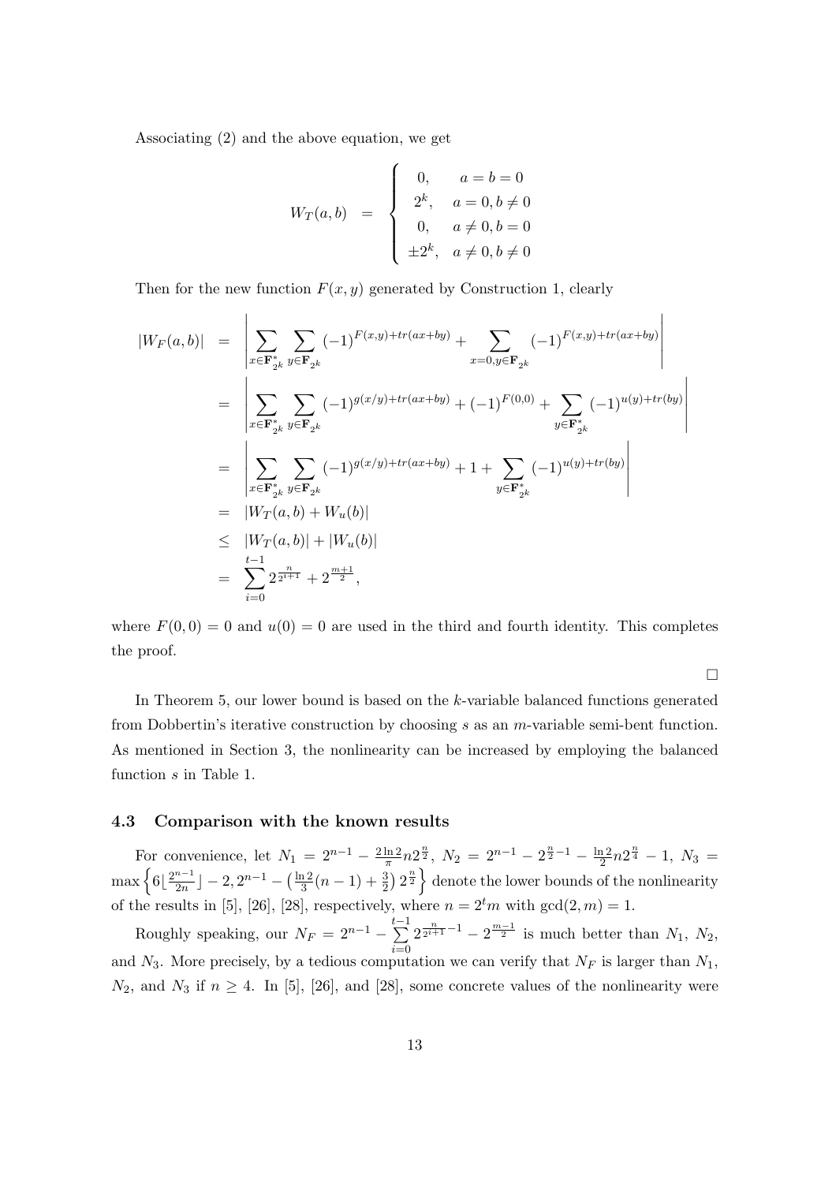Associating (2) and the above equation, we get

$$
W_T(a,b) \;=\; \begin{cases} 0, & a=b=0 \\ 2^k, & a=0, b\neq 0 \\ 0, & a\neq 0, b=0 \\ \pm 2^k, & a\neq 0, b\neq 0 \end{cases}
$$

Then for the new function $F(x,y)$ generated by Construction 1, clearly

$$
\begin{aligned}
|W_F(a,b)| &= \left| \sum_{x\in \mathbf{F}_{2^k}^*} \sum_{y\in \mathbf{F}_{2^k}} (-1)^{F(x,y)+tr(ax+by)} + \sum_{x=0, y\in \mathbf{F}_{2^k}} (-1)^{F(x,y)+tr(ax+by)} \right| \\
&= \left| \sum_{x\in \mathbf{F}_{2^k}^*} \sum_{y\in \mathbf{F}_{2^k}} (-1)^{g(x/y)+tr(ax+by)} + (-1)^{F(0,0)} + \sum_{y\in \mathbf{F}_{2^k}^*} (-1)^{u(y)+tr(by)} \right| \\
&= \left| \sum_{x\in \mathbf{F}_{2^k}^*} \sum_{y\in \mathbf{F}_{2^k}} (-1)^{g(x/y)+tr(ax+by)} + 1 + \sum_{y\in \mathbf{F}_{2^k}^*} (-1)^{u(y)+tr(by)} \right| \\
&= |W_T(a,b) + W_u(b)| \\
&\leq |W_T(a,b)| + |W_u(b)| \\
&= \sum_{i=0}^{t-1} 2^{\frac{n}{2^{i+1}}} + 2^{\frac{m+1}{2}},
\end{aligned}
$$

where $F(0,0)=0$ and $u(0)=0$ are used in the third and fourth identity. This completes the proof.

□

In Theorem 5, our lower bound is based on the $k$-variable balanced functions generated from Dobbertin's iterative construction by choosing $s$ as an $m$-variable semi-bent function. As mentioned in Section 3, the nonlinearity can be increased by employing the balanced function $s$ in Table 1.

### 4.3 Comparison with the known results

For convenience, let $N_1 = 2^{n-1} - \frac{2\ln 2}{\pi} n 2^{\frac{n}{2}}$, $N_2 = 2^{n-1} - 2^{\frac{n}{2}-1} - \frac{\ln 2}{2} n 2^{\frac{n}{4}} - 1$, $N_3 = \max\left\{6\lfloor \frac{2^{n-1}}{2n} \rfloor - 2, 2^{n-1} - \left(\frac{\ln 2}{3}(n-1) + \frac{3}{2}\right) 2^{\frac{n}{2}}\right\}$ denote the lower bounds of the nonlinearity of the results in [5], [26], [28], respectively, where $n = 2^t m$ with $\gcd(2,m)=1$.

Roughly speaking, our $N_F = 2^{n-1} - \sum_{i=0}^{t-1} 2^{\frac{n}{2^{i+1}}-1} - 2^{\frac{m-1}{2}}$ is much better than $N_1$, $N_2$, and $N_3$. More precisely, by a tedious computation we can verify that $N_F$ is larger than $N_1$, $N_2$, and $N_3$ if $n \geq 4$. In [5], [26], and [28], some concrete values of the nonlinearity were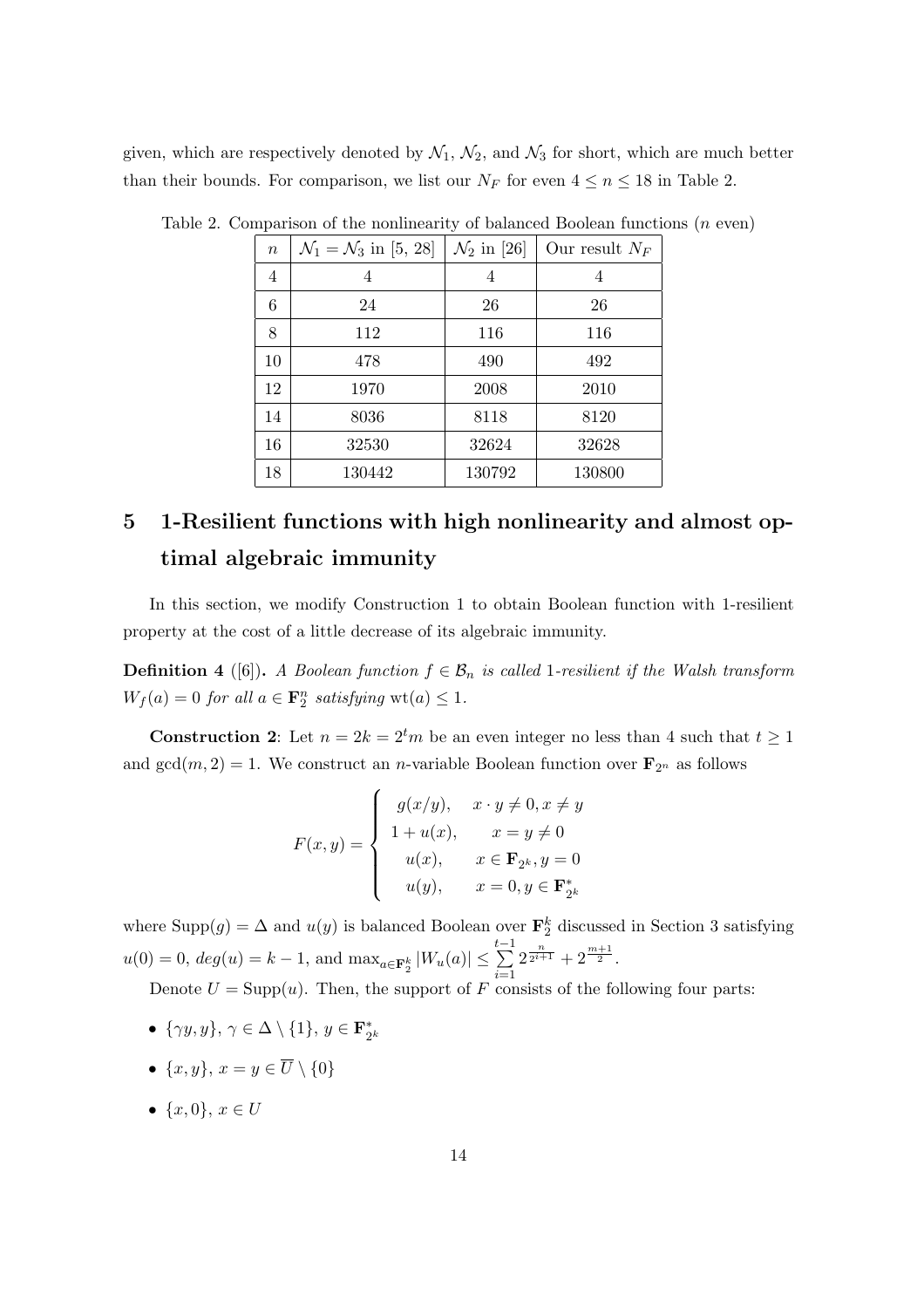given, which are respectively denoted by $\mathcal{N}_1$, $\mathcal{N}_2$, and $\mathcal{N}_3$ for short, which are much better than their bounds. For comparison, we list our $N_F$ for even $4 \le n \le 18$ in Table 2.

Table 2. Comparison of the nonlinearity of balanced Boolean functions ($n$ even)

| $n$ | $\mathcal{N}_1 = \mathcal{N}_3$ in [5, 28] | $\mathcal{N}_2$ in [26] | Our result $N_F$ |
|---|---|---|---|
| 4 | 4 | 4 | 4 |
| 6 | 24 | 26 | 26 |
| 8 | 112 | 116 | 116 |
| 10 | 478 | 490 | 492 |
| 12 | 1970 | 2008 | 2010 |
| 14 | 8036 | 8118 | 8120 |
| 16 | 32530 | 32624 | 32628 |
| 18 | 130442 | 130792 | 130800 |

## 5 1-Resilient functions with high nonlinearity and almost optimal algebraic immunity

In this section, we modify Construction 1 to obtain Boolean function with 1-resilient property at the cost of a little decrease of its algebraic immunity.

**Definition 4** ([6]). *A Boolean function $f \in \mathcal{B}_n$ is called 1-resilient if the Walsh transform $W_f(a) = 0$ for all $a \in \mathbf{F}_2^n$ satisfying $\mathrm{wt}(a) \le 1$.*

**Construction 2**: Let $n = 2k = 2^t m$ be an even integer no less than 4 such that $t \ge 1$ and $\gcd(m, 2) = 1$. We construct an $n$-variable Boolean function over $\mathbf{F}_{2^n}$ as follows

$$F(x,y) = \begin{cases} g(x/y), & x \cdot y \ne 0, x \ne y \\ 1 + u(x), & x = y \ne 0 \\ u(x), & x \in \mathbf{F}_{2^k}, y = 0 \\ u(y), & x = 0, y \in \mathbf{F}_{2^k}^* \end{cases}$$

where $\mathrm{Supp}(g) = \Delta$ and $u(y)$ is balanced Boolean over $\mathbf{F}_2^k$ discussed in Section 3 satisfying $u(0) = 0$, $deg(u) = k - 1$, and $\max_{a \in \mathbf{F}_2^k} |W_u(a)| \le \sum_{i=1}^{t-1} 2^{\frac{n}{2^{i+1}}} + 2^{\frac{m+1}{2}}$.

Denote $U = \mathrm{Supp}(u)$. Then, the support of $F$ consists of the following four parts:

- $\{\gamma y, y\}$, $\gamma \in \Delta \setminus \{1\}$, $y \in \mathbf{F}_{2^k}^*$
- $\{x, y\}$, $x = y \in \overline{U} \setminus \{0\}$
- $\{x, 0\}$, $x \in U$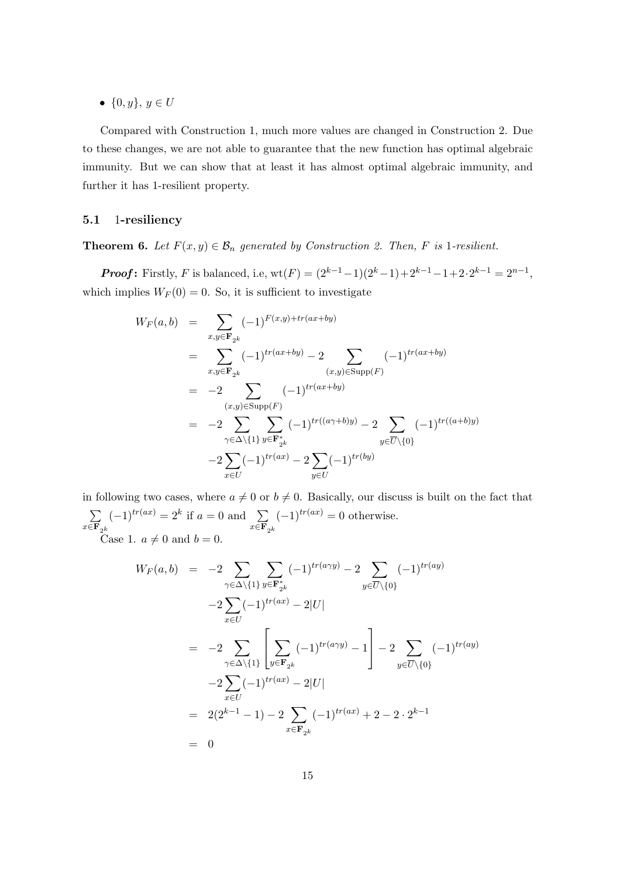- $\{0, y\}$, $y \in U$

Compared with Construction 1, much more values are changed in Construction 2. Due to these changes, we are not able to guarantee that the new function has optimal algebraic immunity. But we can show that at least it has almost optimal algebraic immunity, and further it has 1-resilient property.

### 5.1 1-resiliency

**Theorem 6.** *Let $F(x, y) \in \mathcal{B}_n$ generated by Construction 2. Then, $F$ is 1-resilient.*

***Proof*:** Firstly, $F$ is balanced, i.e, $\mathrm{wt}(F) = (2^{k-1}-1)(2^k-1)+2^{k-1}-1+2\cdot 2^{k-1} = 2^{n-1}$, which implies $W_F(0) = 0$. So, it is sufficient to investigate

$$
\begin{aligned}
W_F(a, b) &= \sum_{x,y\in \mathbf{F}_{2^k}} (-1)^{F(x,y)+tr(ax+by)} \\
&= \sum_{x,y\in \mathbf{F}_{2^k}} (-1)^{tr(ax+by)} - 2 \sum_{(x,y)\in \mathrm{Supp}(F)} (-1)^{tr(ax+by)} \\
&= -2 \sum_{(x,y)\in \mathrm{Supp}(F)} (-1)^{tr(ax+by)} \\
&= -2 \sum_{\gamma\in\Delta\setminus\{1\}} \sum_{y\in \mathbf{F}^*_{2^k}} (-1)^{tr((a\gamma+b)y)} - 2 \sum_{y\in \overline{U}\setminus\{0\}} (-1)^{tr((a+b)y)} \\
&\quad -2\sum_{x\in U}(-1)^{tr(ax)} - 2\sum_{y\in U}(-1)^{tr(by)}
\end{aligned}
$$

in following two cases, where $a \neq 0$ or $b \neq 0$. Basically, our discuss is built on the fact that $\sum_{x\in \mathbf{F}_{2^k}} (-1)^{tr(ax)} = 2^k$ if $a = 0$ and $\sum_{x\in \mathbf{F}_{2^k}} (-1)^{tr(ax)} = 0$ otherwise.

Case 1. $a \neq 0$ and $b = 0$.

$$
\begin{aligned}
W_F(a, b) &= -2 \sum_{\gamma\in\Delta\setminus\{1\}} \sum_{y\in \mathbf{F}^*_{2^k}} (-1)^{tr(a\gamma y)} - 2 \sum_{y\in \overline{U}\setminus\{0\}} (-1)^{tr(ay)} \\
&\quad -2\sum_{x\in U}(-1)^{tr(ax)} - 2|U| \\
&= -2 \sum_{\gamma\in\Delta\setminus\{1\}} \left[ \sum_{y\in \mathbf{F}_{2^k}} (-1)^{tr(a\gamma y)} - 1 \right] - 2 \sum_{y\in \overline{U}\setminus\{0\}} (-1)^{tr(ay)} \\
&\quad -2\sum_{x\in U}(-1)^{tr(ax)} - 2|U| \\
&= 2(2^{k-1}-1) - 2\sum_{x\in \mathbf{F}_{2^k}} (-1)^{tr(ax)} + 2 - 2\cdot 2^{k-1} \\
&= 0
\end{aligned}
$$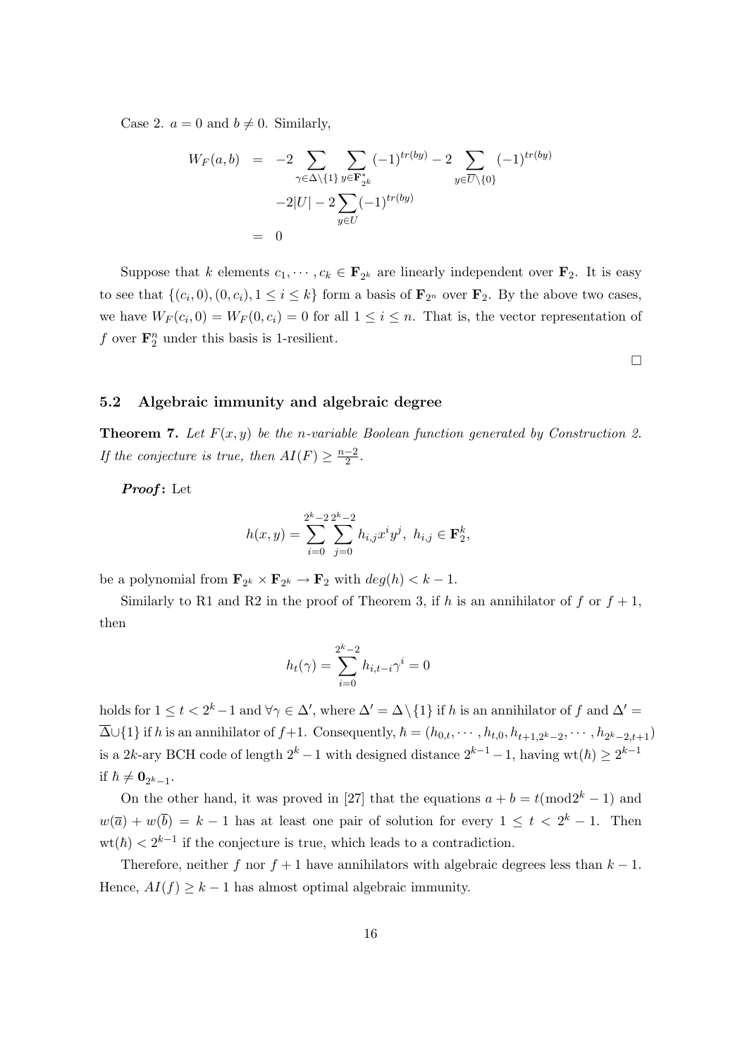Case 2. $a = 0$ and $b \neq 0$. Similarly,

$$
\begin{aligned}
W_F(a,b) &= -2\sum_{\gamma\in\Delta\setminus\{1\}}\sum_{y\in\mathbf{F}_{2^k}^*}(-1)^{tr(by)} - 2\sum_{y\in\overline{U}\setminus\{0\}}(-1)^{tr(by)} \\
&\quad -2|U| - 2\sum_{y\in U}(-1)^{tr(by)} \\
&= 0
\end{aligned}
$$

Suppose that $k$ elements $c_1, \cdots, c_k \in \mathbf{F}_{2^k}$ are linearly independent over $\mathbf{F}_2$. It is easy to see that $\{(c_i, 0), (0, c_i), 1 \leq i \leq k\}$ form a basis of $\mathbf{F}_{2^n}$ over $\mathbf{F}_2$. By the above two cases, we have $W_F(c_i, 0) = W_F(0, c_i) = 0$ for all $1 \leq i \leq n$. That is, the vector representation of $f$ over $\mathbf{F}_2^n$ under this basis is 1-resilient.

□

### 5.2 Algebraic immunity and algebraic degree

**Theorem 7.** *Let $F(x, y)$ be the $n$-variable Boolean function generated by Construction 2. If the conjecture is true, then $AI(F) \geq \frac{n-2}{2}$.*

***Proof*:** Let

$$
h(x,y) = \sum_{i=0}^{2^k-2}\sum_{j=0}^{2^k-2} h_{i,j}x^iy^j,\ h_{i,j} \in \mathbf{F}_2^k,
$$

be a polynomial from $\mathbf{F}_{2^k} \times \mathbf{F}_{2^k} \to \mathbf{F}_2$ with $deg(h) < k - 1$.

Similarly to R1 and R2 in the proof of Theorem 3, if $h$ is an annihilator of $f$ or $f + 1$, then

$$
h_t(\gamma) = \sum_{i=0}^{2^k-2} h_{i,t-i}\gamma^i = 0
$$

holds for $1 \leq t < 2^k - 1$ and $\forall\gamma \in \Delta'$, where $\Delta' = \Delta\setminus\{1\}$ if $h$ is an annihilator of $f$ and $\Delta' = \overline{\Delta}\cup\{1\}$ if $h$ is an annihilator of $f+1$. Consequently, $\hbar = (h_{0,t}, \cdots, h_{t,0}, h_{t+1,2^k-2}, \cdots, h_{2^k-2,t+1})$ is a $2k$-ary BCH code of length $2^k - 1$ with designed distance $2^{k-1} - 1$, having $\text{wt}(\hbar) \geq 2^{k-1}$ if $\hbar \neq \mathbf{0}_{2^k-1}$.

On the other hand, it was proved in [27] that the equations $a + b = t(\text{mod}2^k - 1)$ and $w(\overline{a}) + w(\overline{b}) = k - 1$ has at least one pair of solution for every $1 \leq t < 2^k - 1$. Then $\text{wt}(\hbar) < 2^{k-1}$ if the conjecture is true, which leads to a contradiction.

Therefore, neither $f$ nor $f + 1$ have annihilators with algebraic degrees less than $k - 1$. Hence, $AI(f) \geq k - 1$ has almost optimal algebraic immunity.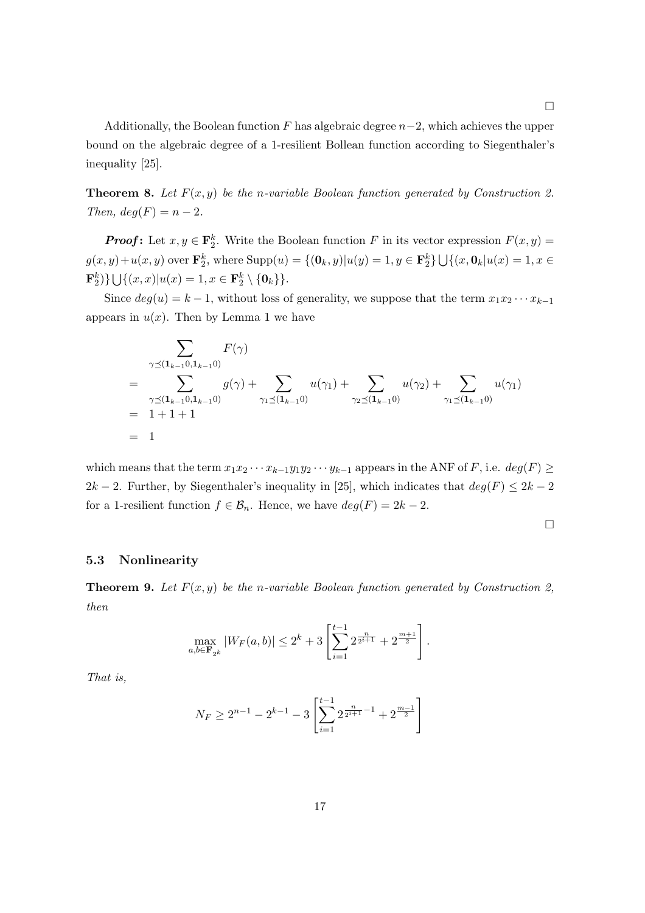□

Additionally, the Boolean function $F$ has algebraic degree $n-2$, which achieves the upper bound on the algebraic degree of a 1-resilient Bollean function according to Siegenthaler's inequality [25].

**Theorem 8.** *Let $F(x, y)$ be the $n$-variable Boolean function generated by Construction 2. Then, $deg(F) = n - 2$.*

***Proof*:** Let $x, y \in \mathbf{F}_2^k$. Write the Boolean function $F$ in its vector expression $F(x, y) = g(x, y) + u(x, y)$ over $\mathbf{F}_2^k$, where $\mathrm{Supp}(u) = \{(\mathbf{0}_k, y) | u(y) = 1, y \in \mathbf{F}_2^k\} \bigcup \{(x, \mathbf{0}_k | u(x) = 1, x \in \mathbf{F}_2^k)\} \bigcup \{(x, x) | u(x) = 1, x \in \mathbf{F}_2^k \setminus \{\mathbf{0}_k\}\}$.

Since $deg(u) = k - 1$, without loss of generality, we suppose that the term $x_1 x_2 \cdots x_{k-1}$ appears in $u(x)$. Then by Lemma 1 we have

$$
\begin{aligned}
& \sum_{\gamma \preceq (\mathbf{1}_{k-1} 0, \mathbf{1}_{k-1} 0)} F(\gamma) \\
= & \sum_{\gamma \preceq (\mathbf{1}_{k-1} 0, \mathbf{1}_{k-1} 0)} g(\gamma) + \sum_{\gamma_1 \preceq (\mathbf{1}_{k-1} 0)} u(\gamma_1) + \sum_{\gamma_2 \preceq (\mathbf{1}_{k-1} 0)} u(\gamma_2) + \sum_{\gamma_1 \preceq (\mathbf{1}_{k-1} 0)} u(\gamma_1) \\
= & \ 1 + 1 + 1 \\
= & \ 1
\end{aligned}
$$

which means that the term $x_1 x_2 \cdots x_{k-1} y_1 y_2 \cdots y_{k-1}$ appears in the ANF of $F$, i.e. $deg(F) \geq 2k - 2$. Further, by Siegenthaler's inequality in [25], which indicates that $deg(F) \leq 2k - 2$ for a 1-resilient function $f \in \mathcal{B}_n$. Hence, we have $deg(F) = 2k - 2$.

□

### 5.3 Nonlinearity

**Theorem 9.** *Let $F(x, y)$ be the $n$-variable Boolean function generated by Construction 2, then*

$$
\max_{a, b \in \mathbf{F}_{2^k}} |W_F(a, b)| \leq 2^k + 3 \left[ \sum_{i=1}^{t-1} 2^{\frac{n}{2^{i+1}}} + 2^{\frac{m+1}{2}} \right].
$$

*That is,*

$$
N_F \geq 2^{n-1} - 2^{k-1} - 3 \left[ \sum_{i=1}^{t-1} 2^{\frac{n}{2^{i+1}} - 1} + 2^{\frac{m-1}{2}} \right]
$$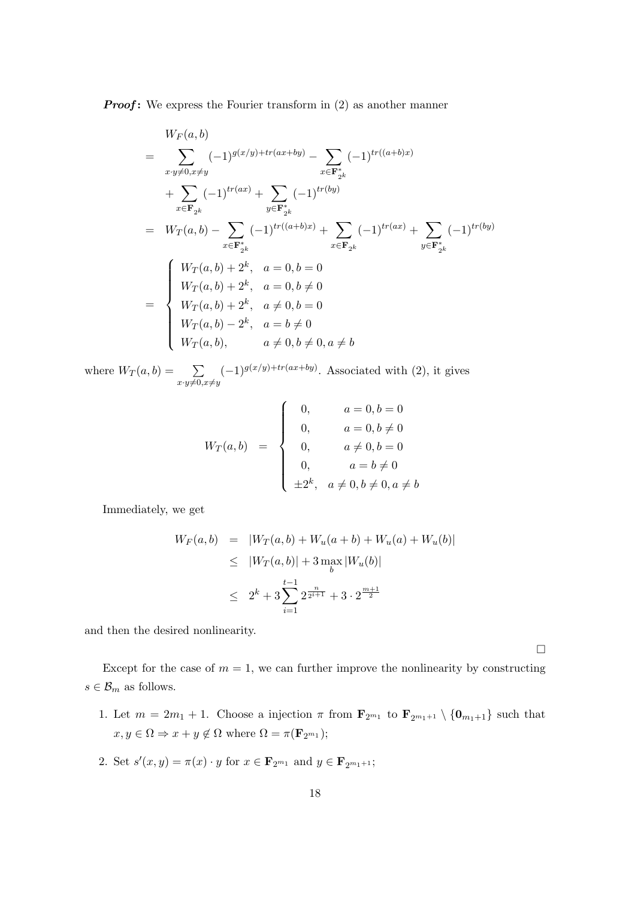***Proof*:** We express the Fourier transform in (2) as another manner

$$
\begin{aligned}
& W_F(a,b) \\
= & \sum_{x\cdot y\neq 0, x\neq y} (-1)^{g(x/y)+tr(ax+by)} - \sum_{x\in \mathbf{F}_{2^k}^*} (-1)^{tr((a+b)x)} \\
& + \sum_{x\in \mathbf{F}_{2^k}} (-1)^{tr(ax)} + \sum_{y\in \mathbf{F}_{2^k}^*} (-1)^{tr(by)} \\
= & W_T(a,b) - \sum_{x\in \mathbf{F}_{2^k}^*} (-1)^{tr((a+b)x)} + \sum_{x\in \mathbf{F}_{2^k}} (-1)^{tr(ax)} + \sum_{y\in \mathbf{F}_{2^k}^*} (-1)^{tr(by)} \\
= & \begin{cases} W_T(a,b) + 2^k, & a=0, b=0 \\ W_T(a,b) + 2^k, & a=0, b\neq 0 \\ W_T(a,b) + 2^k, & a\neq 0, b=0 \\ W_T(a,b) - 2^k, & a=b\neq 0 \\ W_T(a,b), & a\neq 0, b\neq 0, a\neq b \end{cases}
\end{aligned}
$$

where $W_T(a,b) = \sum\limits_{x\cdot y\neq 0, x\neq y} (-1)^{g(x/y)+tr(ax+by)}$. Associated with (2), it gives

$$
W_T(a,b) = \begin{cases} 0, & a=0, b=0 \\ 0, & a=0, b\neq 0 \\ 0, & a\neq 0, b=0 \\ 0, & a=b\neq 0 \\ \pm 2^k, & a\neq 0, b\neq 0, a\neq b \end{cases}
$$

Immediately, we get

$$
\begin{aligned}
W_F(a,b) &= |W_T(a,b) + W_u(a+b) + W_u(a) + W_u(b)| \\
&\leq |W_T(a,b)| + 3\max_b |W_u(b)| \\
&\leq 2^k + 3\sum_{i=1}^{t-1} 2^{\frac{n}{2^{i+1}}} + 3\cdot 2^{\frac{m+1}{2}}
\end{aligned}
$$

and then the desired nonlinearity.

□

Except for the case of $m=1$, we can further improve the nonlinearity by constructing $s\in \mathcal{B}_m$ as follows.

1. Let $m = 2m_1+1$. Choose a injection $\pi$ from $\mathbf{F}_{2^{m_1}}$ to $\mathbf{F}_{2^{m_1+1}} \setminus \{\mathbf{0}_{m_1+1}\}$ such that $x, y\in \Omega \Rightarrow x+y\notin \Omega$ where $\Omega = \pi(\mathbf{F}_{2^{m_1}})$;
2. Set $s'(x,y) = \pi(x)\cdot y$ for $x\in \mathbf{F}_{2^{m_1}}$ and $y\in \mathbf{F}_{2^{m_1+1}}$;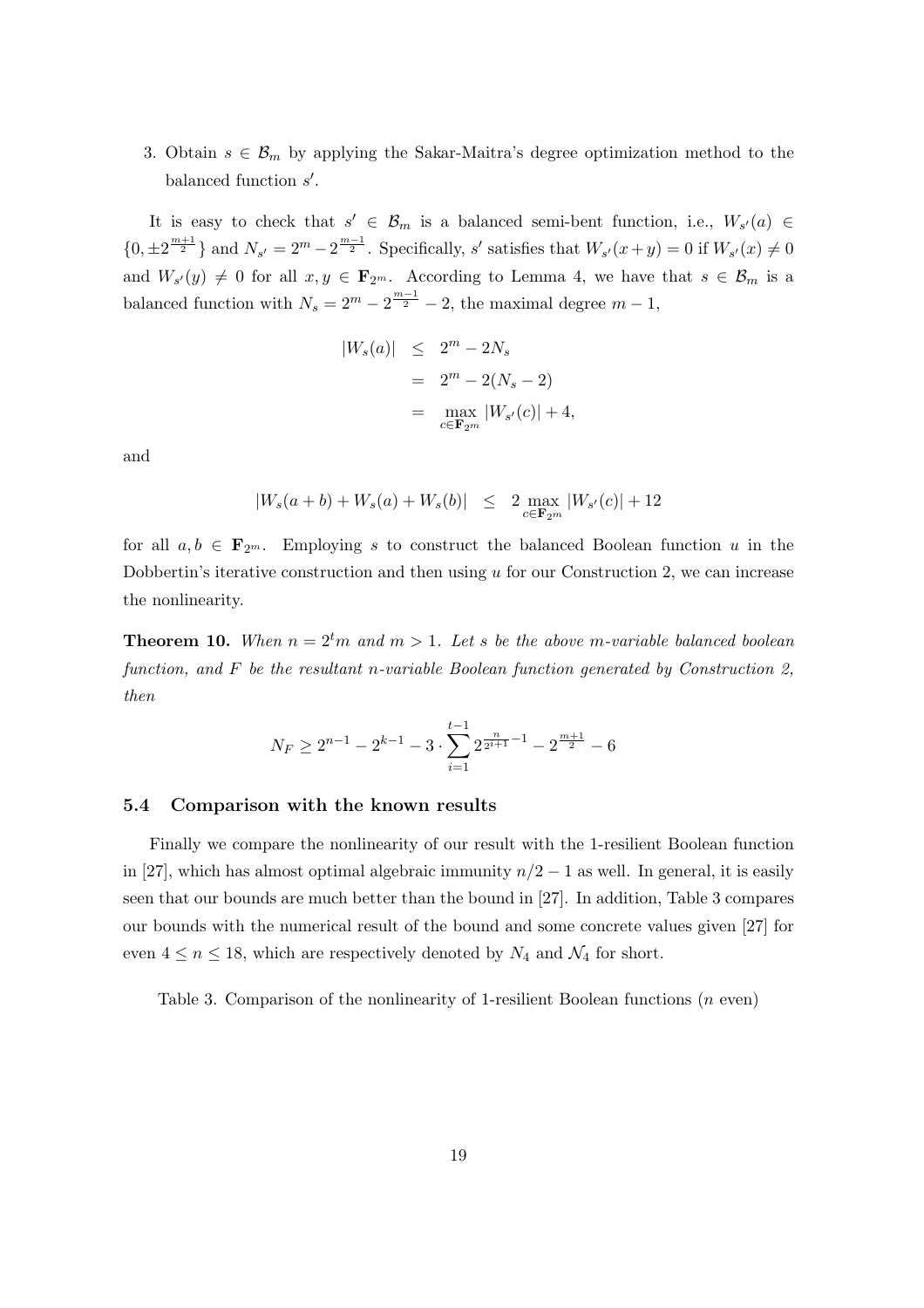3. Obtain $s \in \mathcal{B}_m$ by applying the Sakar-Maitra's degree optimization method to the balanced function $s'$.

It is easy to check that $s' \in \mathcal{B}_m$ is a balanced semi-bent function, i.e., $W_{s'}(a) \in \{0, \pm 2^{\frac{m+1}{2}}\}$ and $N_{s'} = 2^m - 2^{\frac{m-1}{2}}$. Specifically, $s'$ satisfies that $W_{s'}(x+y) = 0$ if $W_{s'}(x) \neq 0$ and $W_{s'}(y) \neq 0$ for all $x, y \in \mathbf{F}_{2^m}$. According to Lemma 4, we have that $s \in \mathcal{B}_m$ is a balanced function with $N_s = 2^m - 2^{\frac{m-1}{2}} - 2$, the maximal degree $m-1$,

$$
\begin{aligned}
|W_s(a)| &\leq 2^m - 2N_s \\
&= 2^m - 2(N_s - 2) \\
&= \max_{c \in \mathbf{F}_{2^m}} |W_{s'}(c)| + 4,
\end{aligned}
$$

and

$$
|W_s(a+b) + W_s(a) + W_s(b)| \leq 2 \max_{c \in \mathbf{F}_{2^m}} |W_{s'}(c)| + 12
$$

for all $a, b \in \mathbf{F}_{2^m}$. Employing $s$ to construct the balanced Boolean function $u$ in the Dobbertin's iterative construction and then using $u$ for our Construction 2, we can increase the nonlinearity.

**Theorem 10.** *When $n = 2^t m$ and $m > 1$. Let $s$ be the above $m$-variable balanced boolean function, and $F$ be the resultant $n$-variable Boolean function generated by Construction 2, then*

$$
N_F \geq 2^{n-1} - 2^{k-1} - 3 \cdot \sum_{i=1}^{t-1} 2^{\frac{n}{2^{i+1}} - 1} - 2^{\frac{m+1}{2}} - 6
$$

### 5.4 Comparison with the known results

Finally we compare the nonlinearity of our result with the 1-resilient Boolean function in [27], which has almost optimal algebraic immunity $n/2 - 1$ as well. In general, it is easily seen that our bounds are much better than the bound in [27]. In addition, Table 3 compares our bounds with the numerical result of the bound and some concrete values given [27] for even $4 \leq n \leq 18$, which are respectively denoted by $N_4$ and $\mathcal{N}_4$ for short.

Table 3. Comparison of the nonlinearity of 1-resilient Boolean functions ($n$ even)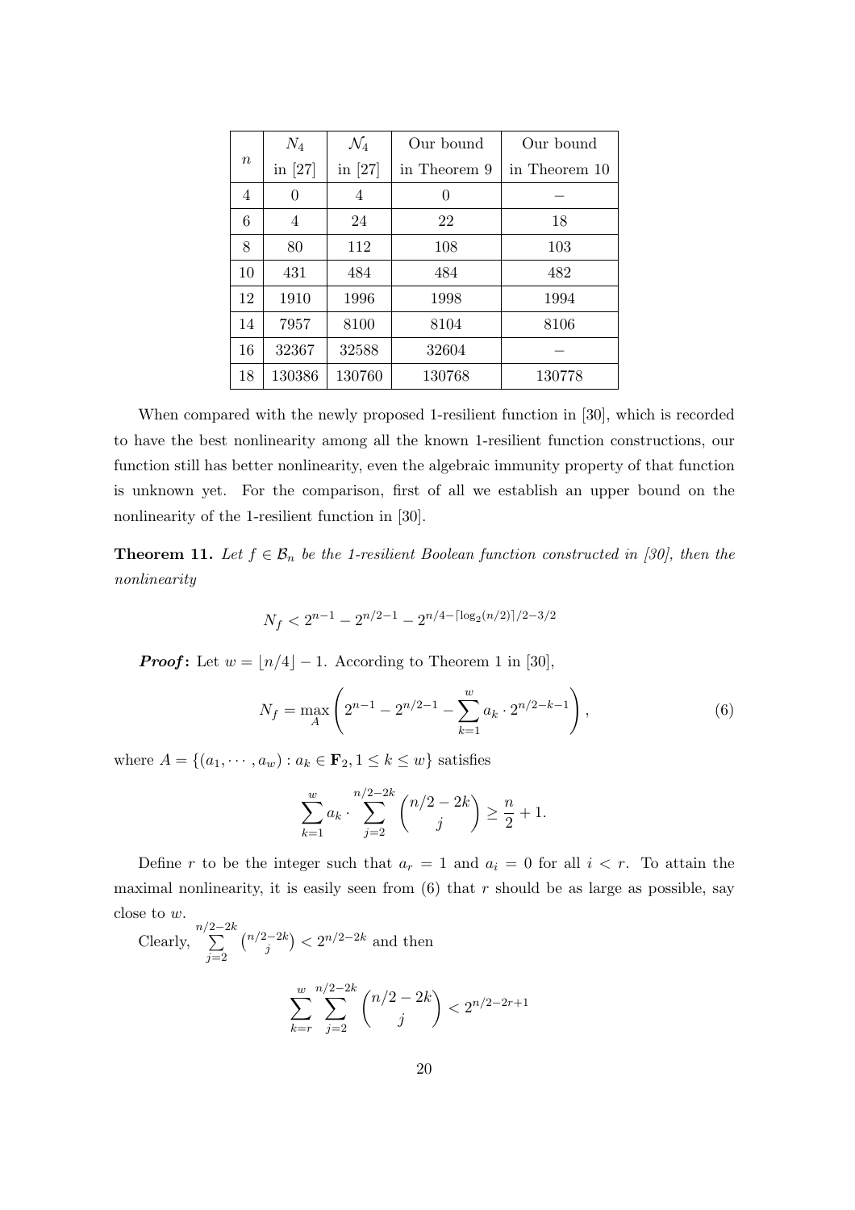| $n$ | $N_4$ in [27] | $\mathcal{N}_4$ in [27] | Our bound in Theorem 9 | Our bound in Theorem 10 |
|---|---|---|---|---|
| 4 | 0 | 4 | 0 | − |
| 6 | 4 | 24 | 22 | 18 |
| 8 | 80 | 112 | 108 | 103 |
| 10 | 431 | 484 | 484 | 482 |
| 12 | 1910 | 1996 | 1998 | 1994 |
| 14 | 7957 | 8100 | 8104 | 8106 |
| 16 | 32367 | 32588 | 32604 | − |
| 18 | 130386 | 130760 | 130768 | 130778 |

When compared with the newly proposed 1-resilient function in [30], which is recorded to have the best nonlinearity among all the known 1-resilient function constructions, our function still has better nonlinearity, even the algebraic immunity property of that function is unknown yet. For the comparison, first of all we establish an upper bound on the nonlinearity of the 1-resilient function in [30].

**Theorem 11.** *Let $f \in \mathcal{B}_n$ be the 1-resilient Boolean function constructed in [30], then the nonlinearity*

$$N_f < 2^{n-1} - 2^{n/2-1} - 2^{n/4-\lceil \log_2(n/2) \rceil/2-3/2}$$

***Proof*:** Let $w = \lfloor n/4 \rfloor - 1$. According to Theorem 1 in [30],

$$N_f = \max_A \left( 2^{n-1} - 2^{n/2-1} - \sum_{k=1}^{w} a_k \cdot 2^{n/2-k-1} \right), \tag{6}$$

where $A = \{(a_1, \cdots, a_w) : a_k \in \mathbf{F}_2, 1 \leq k \leq w\}$ satisfies

$$\sum_{k=1}^{w} a_k \cdot \sum_{j=2}^{n/2-2k} \binom{n/2-2k}{j} \geq \frac{n}{2} + 1.$$

Define $r$ to be the integer such that $a_r = 1$ and $a_i = 0$ for all $i < r$. To attain the maximal nonlinearity, it is easily seen from (6) that $r$ should be as large as possible, say close to $w$.

Clearly, $\sum_{j=2}^{n/2-2k} \binom{n/2-2k}{j} < 2^{n/2-2k}$ and then

$$\sum_{k=r}^{w} \sum_{j=2}^{n/2-2k} \binom{n/2-2k}{j} < 2^{n/2-2r+1}$$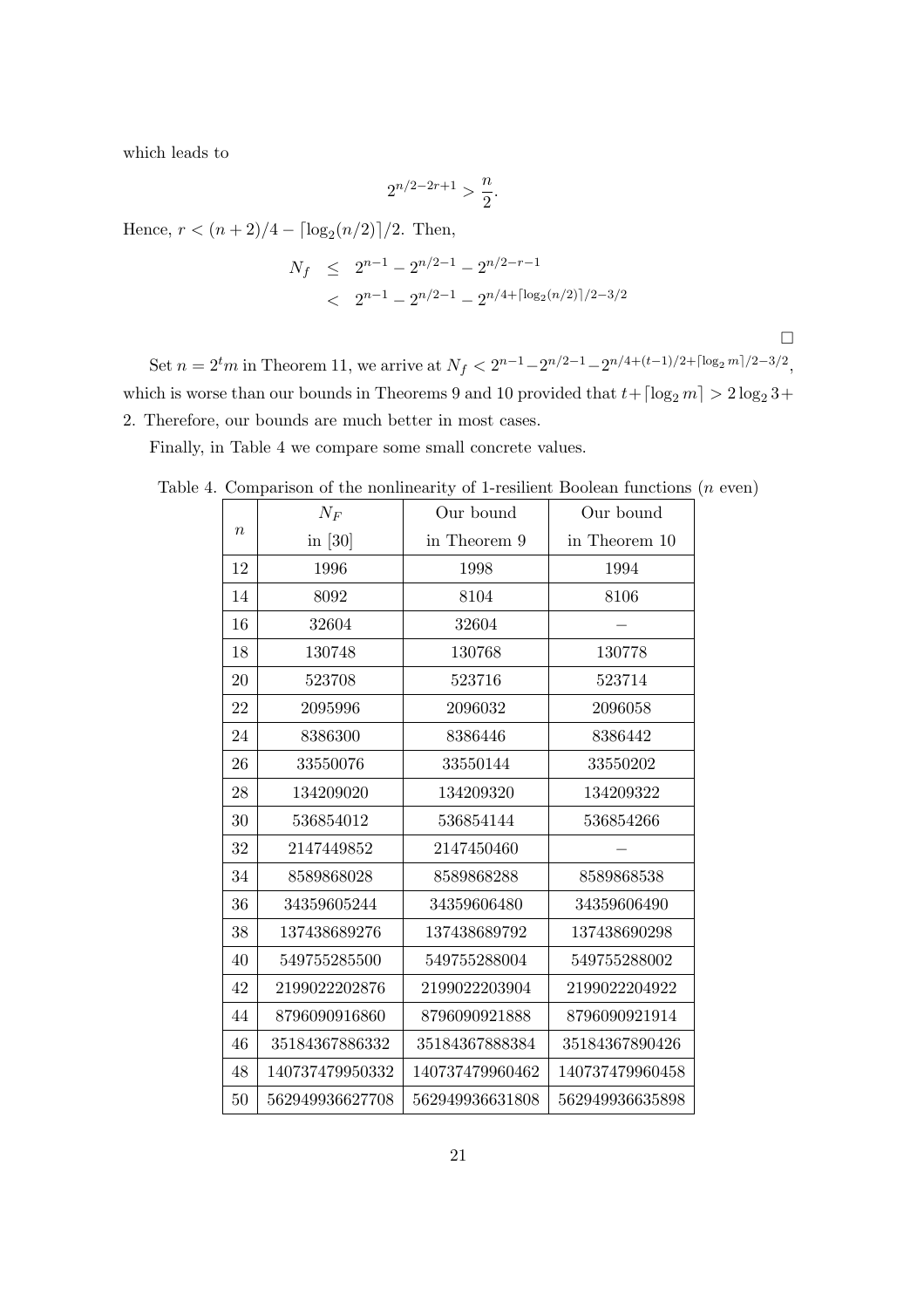which leads to

$$2^{n/2-2r+1} > \frac{n}{2}.$$

Hence, $r < (n+2)/4 - \lceil \log_2(n/2) \rceil /2$. Then,

$$\begin{aligned} N_f &\leq 2^{n-1} - 2^{n/2-1} - 2^{n/2-r-1} \\ &< 2^{n-1} - 2^{n/2-1} - 2^{n/4+\lceil \log_2(n/2) \rceil/2-3/2} \end{aligned}$$

□

Set $n = 2^t m$ in Theorem 11, we arrive at $N_f < 2^{n-1} - 2^{n/2-1} - 2^{n/4+(t-1)/2+\lceil \log_2 m \rceil/2-3/2}$, which is worse than our bounds in Theorems 9 and 10 provided that $t + \lceil \log_2 m \rceil > 2\log_2 3 + 2$. Therefore, our bounds are much better in most cases.

Finally, in Table 4 we compare some small concrete values.

Table 4. Comparison of the nonlinearity of 1-resilient Boolean functions ($n$ even)

| $n$ | $N_F$ in [30] | Our bound in Theorem 9 | Our bound in Theorem 10 |
|---|---|---|---|
| 12 | 1996 | 1998 | 1994 |
| 14 | 8092 | 8104 | 8106 |
| 16 | 32604 | 32604 | − |
| 18 | 130748 | 130768 | 130778 |
| 20 | 523708 | 523716 | 523714 |
| 22 | 2095996 | 2096032 | 2096058 |
| 24 | 8386300 | 8386446 | 8386442 |
| 26 | 33550076 | 33550144 | 33550202 |
| 28 | 134209020 | 134209320 | 134209322 |
| 30 | 536854012 | 536854144 | 536854266 |
| 32 | 2147449852 | 2147450460 | − |
| 34 | 8589868028 | 8589868288 | 8589868538 |
| 36 | 34359605244 | 34359606480 | 34359606490 |
| 38 | 137438689276 | 137438689792 | 137438690298 |
| 40 | 549755285500 | 549755288004 | 549755288002 |
| 42 | 2199022202876 | 2199022203904 | 2199022204922 |
| 44 | 8796090916860 | 8796090921888 | 8796090921914 |
| 46 | 35184367886332 | 35184367888384 | 35184367890426 |
| 48 | 140737479950332 | 140737479960462 | 140737479960458 |
| 50 | 562949936627708 | 562949936631808 | 562949936635898 |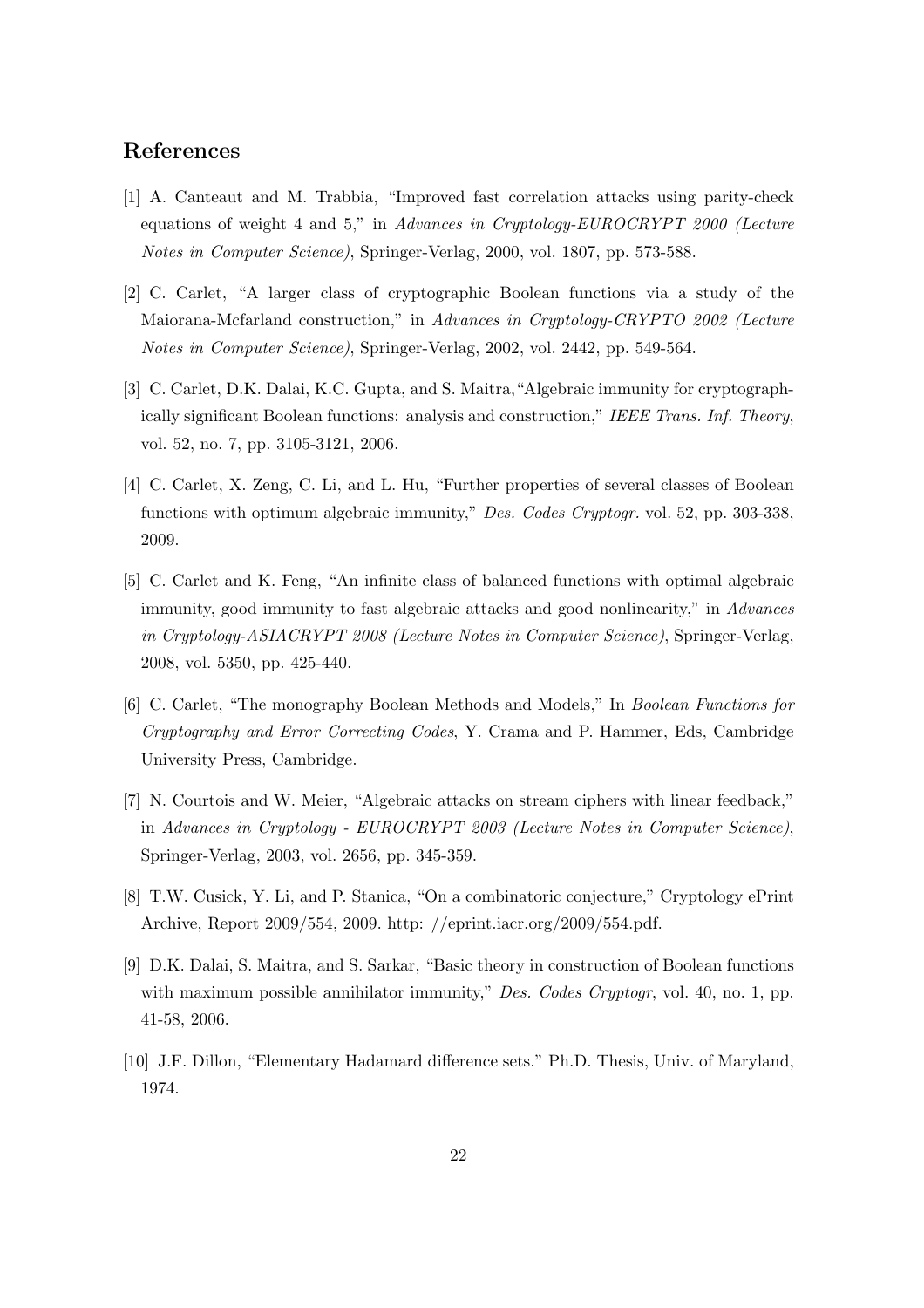## References

[1] A. Canteaut and M. Trabbia, "Improved fast correlation attacks using parity-check equations of weight 4 and 5," in *Advances in Cryptology-EUROCRYPT 2000 (Lecture Notes in Computer Science)*, Springer-Verlag, 2000, vol. 1807, pp. 573-588.

[2] C. Carlet, "A larger class of cryptographic Boolean functions via a study of the Maiorana-Mcfarland construction," in *Advances in Cryptology-CRYPTO 2002 (Lecture Notes in Computer Science)*, Springer-Verlag, 2002, vol. 2442, pp. 549-564.

[3] C. Carlet, D.K. Dalai, K.C. Gupta, and S. Maitra,"Algebraic immunity for cryptographically significant Boolean functions: analysis and construction," *IEEE Trans. Inf. Theory*, vol. 52, no. 7, pp. 3105-3121, 2006.

[4] C. Carlet, X. Zeng, C. Li, and L. Hu, "Further properties of several classes of Boolean functions with optimum algebraic immunity," *Des. Codes Cryptogr.* vol. 52, pp. 303-338, 2009.

[5] C. Carlet and K. Feng, "An infinite class of balanced functions with optimal algebraic immunity, good immunity to fast algebraic attacks and good nonlinearity," in *Advances in Cryptology-ASIACRYPT 2008 (Lecture Notes in Computer Science)*, Springer-Verlag, 2008, vol. 5350, pp. 425-440.

[6] C. Carlet, "The monography Boolean Methods and Models," In *Boolean Functions for Cryptography and Error Correcting Codes*, Y. Crama and P. Hammer, Eds, Cambridge University Press, Cambridge.

[7] N. Courtois and W. Meier, "Algebraic attacks on stream ciphers with linear feedback," in *Advances in Cryptology - EUROCRYPT 2003 (Lecture Notes in Computer Science)*, Springer-Verlag, 2003, vol. 2656, pp. 345-359.

[8] T.W. Cusick, Y. Li, and P. Stanica, "On a combinatoric conjecture," Cryptology ePrint Archive, Report 2009/554, 2009. http: //eprint.iacr.org/2009/554.pdf.

[9] D.K. Dalai, S. Maitra, and S. Sarkar, "Basic theory in construction of Boolean functions with maximum possible annihilator immunity," *Des. Codes Cryptogr*, vol. 40, no. 1, pp. 41-58, 2006.

[10] J.F. Dillon, "Elementary Hadamard difference sets." Ph.D. Thesis, Univ. of Maryland, 1974.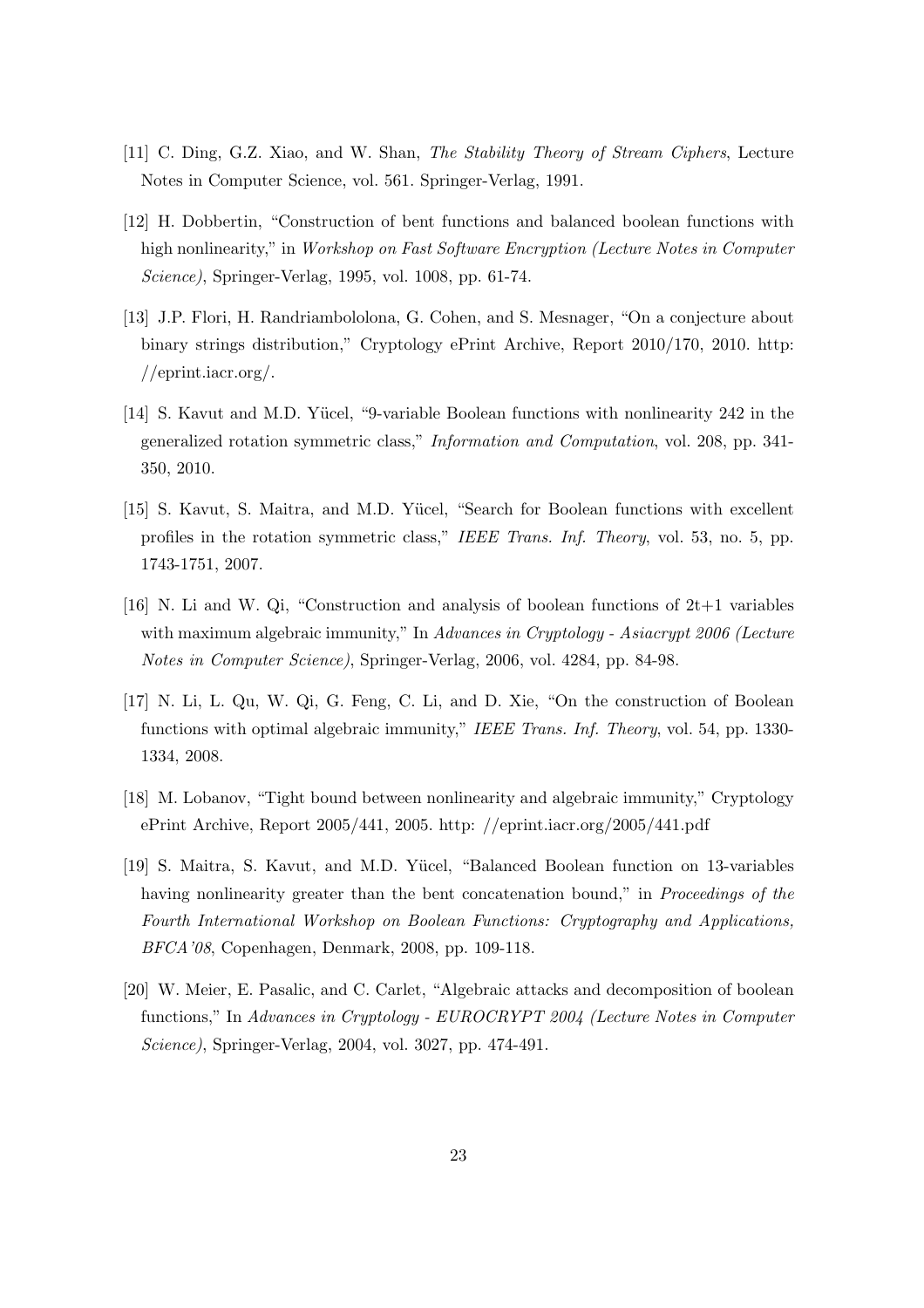[11] C. Ding, G.Z. Xiao, and W. Shan, *The Stability Theory of Stream Ciphers*, Lecture Notes in Computer Science, vol. 561. Springer-Verlag, 1991.

[12] H. Dobbertin, "Construction of bent functions and balanced boolean functions with high nonlinearity," in *Workshop on Fast Software Encryption (Lecture Notes in Computer Science)*, Springer-Verlag, 1995, vol. 1008, pp. 61-74.

[13] J.P. Flori, H. Randriambololona, G. Cohen, and S. Mesnager, "On a conjecture about binary strings distribution," Cryptology ePrint Archive, Report 2010/170, 2010. http://eprint.iacr.org/.

[14] S. Kavut and M.D. Yücel, "9-variable Boolean functions with nonlinearity 242 in the generalized rotation symmetric class," *Information and Computation*, vol. 208, pp. 341-350, 2010.

[15] S. Kavut, S. Maitra, and M.D. Yücel, "Search for Boolean functions with excellent profiles in the rotation symmetric class," *IEEE Trans. Inf. Theory*, vol. 53, no. 5, pp. 1743-1751, 2007.

[16] N. Li and W. Qi, "Construction and analysis of boolean functions of 2t+1 variables with maximum algebraic immunity," In *Advances in Cryptology - Asiacrypt 2006 (Lecture Notes in Computer Science)*, Springer-Verlag, 2006, vol. 4284, pp. 84-98.

[17] N. Li, L. Qu, W. Qi, G. Feng, C. Li, and D. Xie, "On the construction of Boolean functions with optimal algebraic immunity," *IEEE Trans. Inf. Theory*, vol. 54, pp. 1330-1334, 2008.

[18] M. Lobanov, "Tight bound between nonlinearity and algebraic immunity," Cryptology ePrint Archive, Report 2005/441, 2005. http://eprint.iacr.org/2005/441.pdf

[19] S. Maitra, S. Kavut, and M.D. Yücel, "Balanced Boolean function on 13-variables having nonlinearity greater than the bent concatenation bound," in *Proceedings of the Fourth International Workshop on Boolean Functions: Cryptography and Applications, BFCA'08*, Copenhagen, Denmark, 2008, pp. 109-118.

[20] W. Meier, E. Pasalic, and C. Carlet, "Algebraic attacks and decomposition of boolean functions," In *Advances in Cryptology - EUROCRYPT 2004 (Lecture Notes in Computer Science)*, Springer-Verlag, 2004, vol. 3027, pp. 474-491.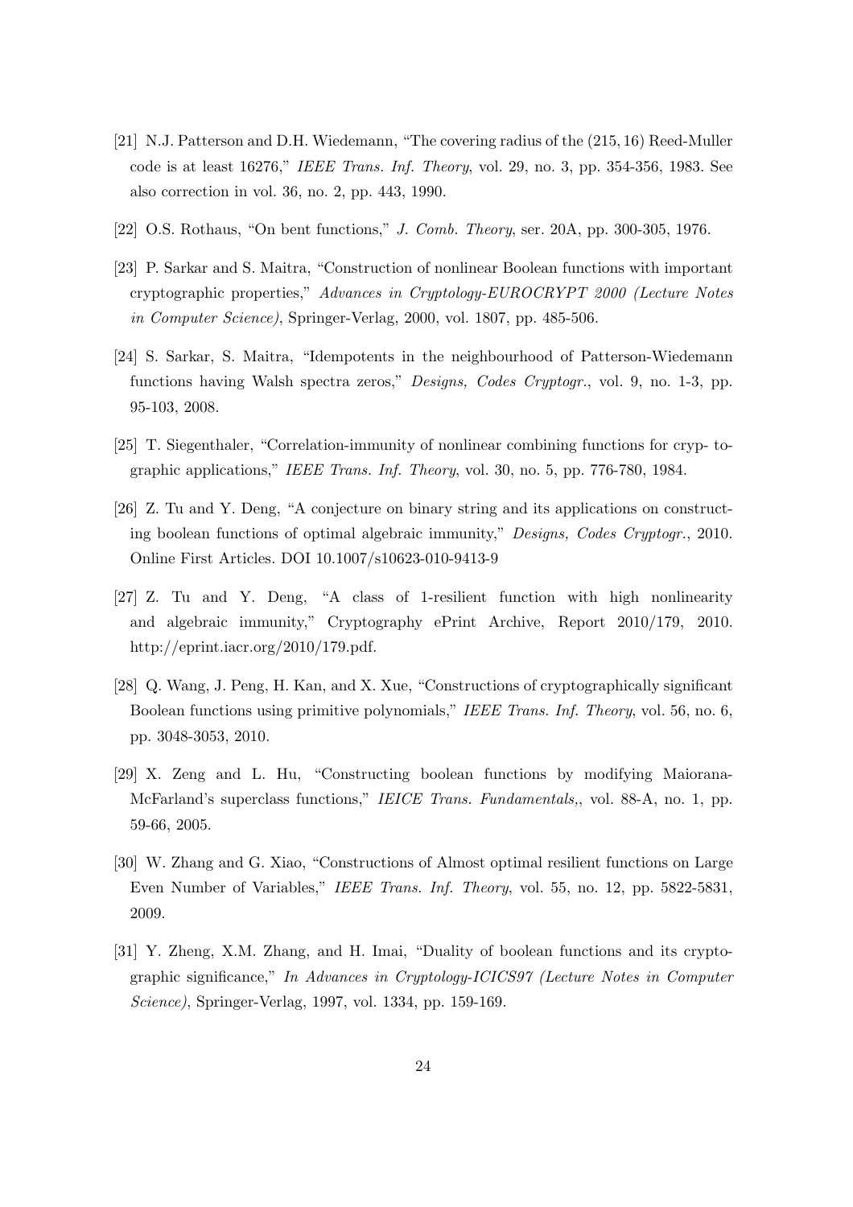[21] N.J. Patterson and D.H. Wiedemann, "The covering radius of the $(2^{15}, 16)$ Reed-Muller code is at least 16276," *IEEE Trans. Inf. Theory*, vol. 29, no. 3, pp. 354-356, 1983. See also correction in vol. 36, no. 2, pp. 443, 1990.

[22] O.S. Rothaus, "On bent functions," *J. Comb. Theory*, ser. 20A, pp. 300-305, 1976.

[23] P. Sarkar and S. Maitra, "Construction of nonlinear Boolean functions with important cryptographic properties," *Advances in Cryptology-EUROCRYPT 2000 (Lecture Notes in Computer Science)*, Springer-Verlag, 2000, vol. 1807, pp. 485-506.

[24] S. Sarkar, S. Maitra, "Idempotents in the neighbourhood of Patterson-Wiedemann functions having Walsh spectra zeros," *Designs, Codes Cryptogr.*, vol. 9, no. 1-3, pp. 95-103, 2008.

[25] T. Siegenthaler, "Correlation-immunity of nonlinear combining functions for cryp- tographic applications," *IEEE Trans. Inf. Theory*, vol. 30, no. 5, pp. 776-780, 1984.

[26] Z. Tu and Y. Deng, "A conjecture on binary string and its applications on constructing boolean functions of optimal algebraic immunity," *Designs, Codes Cryptogr.*, 2010. Online First Articles. DOI 10.1007/s10623-010-9413-9

[27] Z. Tu and Y. Deng, "A class of 1-resilient function with high nonlinearity and algebraic immunity," Cryptography ePrint Archive, Report 2010/179, 2010. http://eprint.iacr.org/2010/179.pdf.

[28] Q. Wang, J. Peng, H. Kan, and X. Xue, "Constructions of cryptographically significant Boolean functions using primitive polynomials," *IEEE Trans. Inf. Theory*, vol. 56, no. 6, pp. 3048-3053, 2010.

[29] X. Zeng and L. Hu, "Constructing boolean functions by modifying Maiorana-McFarland's superclass functions," *IEICE Trans. Fundamentals,*, vol. 88-A, no. 1, pp. 59-66, 2005.

[30] W. Zhang and G. Xiao, "Constructions of Almost optimal resilient functions on Large Even Number of Variables," *IEEE Trans. Inf. Theory*, vol. 55, no. 12, pp. 5822-5831, 2009.

[31] Y. Zheng, X.M. Zhang, and H. Imai, "Duality of boolean functions and its cryptographic significance," *In Advances in Cryptology-ICICS97 (Lecture Notes in Computer Science)*, Springer-Verlag, 1997, vol. 1334, pp. 159-169.